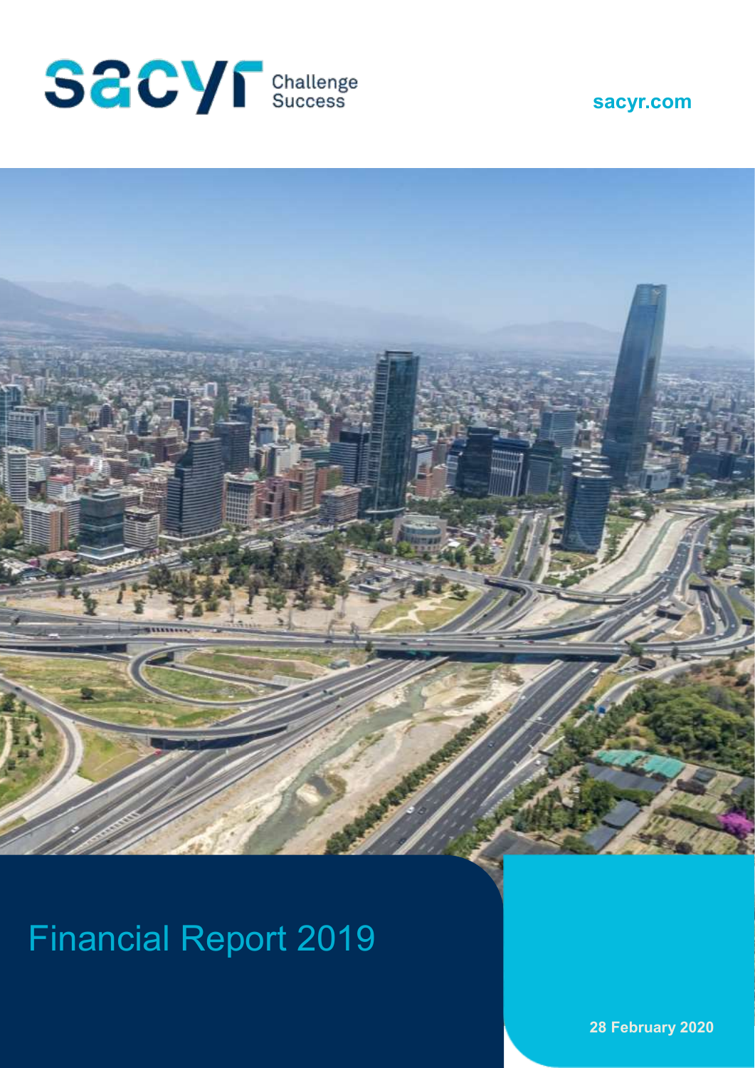sacyr Challenge Success

sacyr.com

# Financial Report 2019

28 February 2020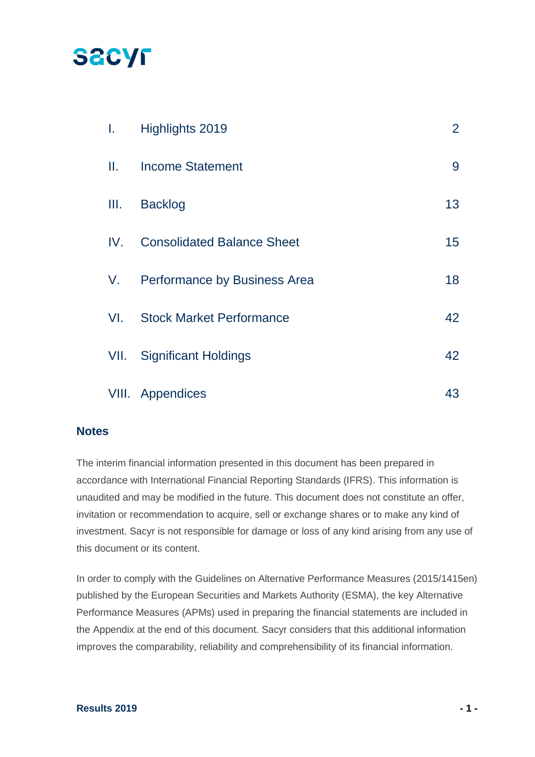sacyr

| | | |
|---|---|---|
| I. | Highlights 2019 | 2 |
| II. | Income Statement | 9 |
| III. | Backlog | 13 |
| IV. | Consolidated Balance Sheet | 15 |
| V. | Performance by Business Area | 18 |
| VI. | Stock Market Performance | 42 |
| VII. | Significant Holdings | 42 |
| VIII. | Appendices | 43 |

## Notes

The interim financial information presented in this document has been prepared in accordance with International Financial Reporting Standards (IFRS). This information is unaudited and may be modified in the future. This document does not constitute an offer, invitation or recommendation to acquire, sell or exchange shares or to make any kind of investment. Sacyr is not responsible for damage or loss of any kind arising from any use of this document or its content.

In order to comply with the Guidelines on Alternative Performance Measures (2015/1415en) published by the European Securities and Markets Authority (ESMA), the key Alternative Performance Measures (APMs) used in preparing the financial statements are included in the Appendix at the end of this document. Sacyr considers that this additional information improves the comparability, reliability and comprehensibility of its financial information.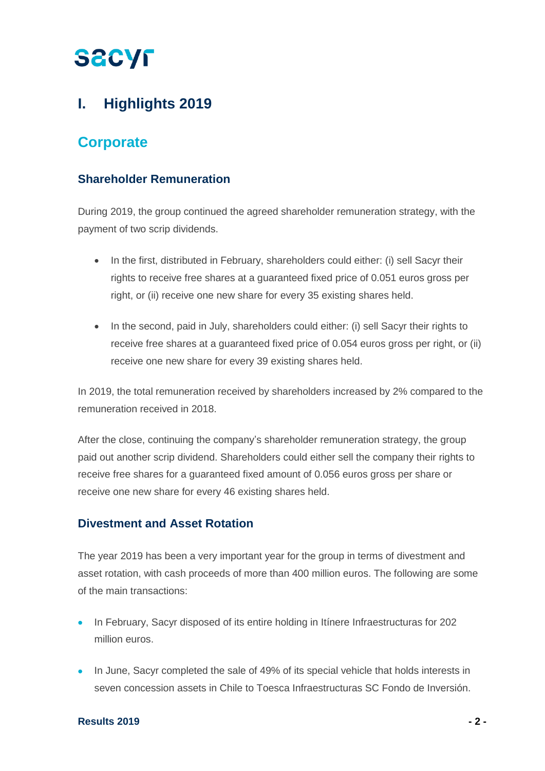# I. Highlights 2019

## Corporate

### Shareholder Remuneration

During 2019, the group continued the agreed shareholder remuneration strategy, with the payment of two scrip dividends.

- In the first, distributed in February, shareholders could either: (i) sell Sacyr their rights to receive free shares at a guaranteed fixed price of 0.051 euros gross per right, or (ii) receive one new share for every 35 existing shares held.
- In the second, paid in July, shareholders could either: (i) sell Sacyr their rights to receive free shares at a guaranteed fixed price of 0.054 euros gross per right, or (ii) receive one new share for every 39 existing shares held.

In 2019, the total remuneration received by shareholders increased by 2% compared to the remuneration received in 2018.

After the close, continuing the company's shareholder remuneration strategy, the group paid out another scrip dividend. Shareholders could either sell the company their rights to receive free shares for a guaranteed fixed amount of 0.056 euros gross per share or receive one new share for every 46 existing shares held.

### Divestment and Asset Rotation

The year 2019 has been a very important year for the group in terms of divestment and asset rotation, with cash proceeds of more than 400 million euros. The following are some of the main transactions:

- In February, Sacyr disposed of its entire holding in Itínere Infraestructuras for 202 million euros.
- In June, Sacyr completed the sale of 49% of its special vehicle that holds interests in seven concession assets in Chile to Toesca Infraestructuras SC Fondo de Inversión.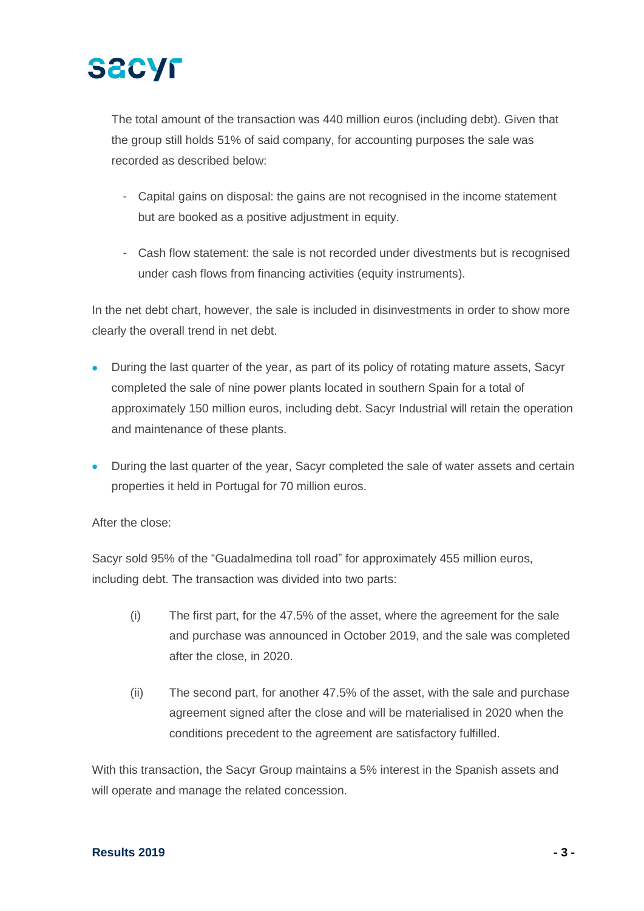The total amount of the transaction was 440 million euros (including debt). Given that the group still holds 51% of said company, for accounting purposes the sale was recorded as described below:

- Capital gains on disposal: the gains are not recognised in the income statement but are booked as a positive adjustment in equity.
- Cash flow statement: the sale is not recorded under divestments but is recognised under cash flows from financing activities (equity instruments).

In the net debt chart, however, the sale is included in disinvestments in order to show more clearly the overall trend in net debt.

- During the last quarter of the year, as part of its policy of rotating mature assets, Sacyr completed the sale of nine power plants located in southern Spain for a total of approximately 150 million euros, including debt. Sacyr Industrial will retain the operation and maintenance of these plants.
- During the last quarter of the year, Sacyr completed the sale of water assets and certain properties it held in Portugal for 70 million euros.

After the close:

Sacyr sold 95% of the "Guadalmedina toll road" for approximately 455 million euros, including debt. The transaction was divided into two parts:

(i) The first part, for the 47.5% of the asset, where the agreement for the sale and purchase was announced in October 2019, and the sale was completed after the close, in 2020.

(ii) The second part, for another 47.5% of the asset, with the sale and purchase agreement signed after the close and will be materialised in 2020 when the conditions precedent to the agreement are satisfactory fulfilled.

With this transaction, the Sacyr Group maintains a 5% interest in the Spanish assets and will operate and manage the related concession.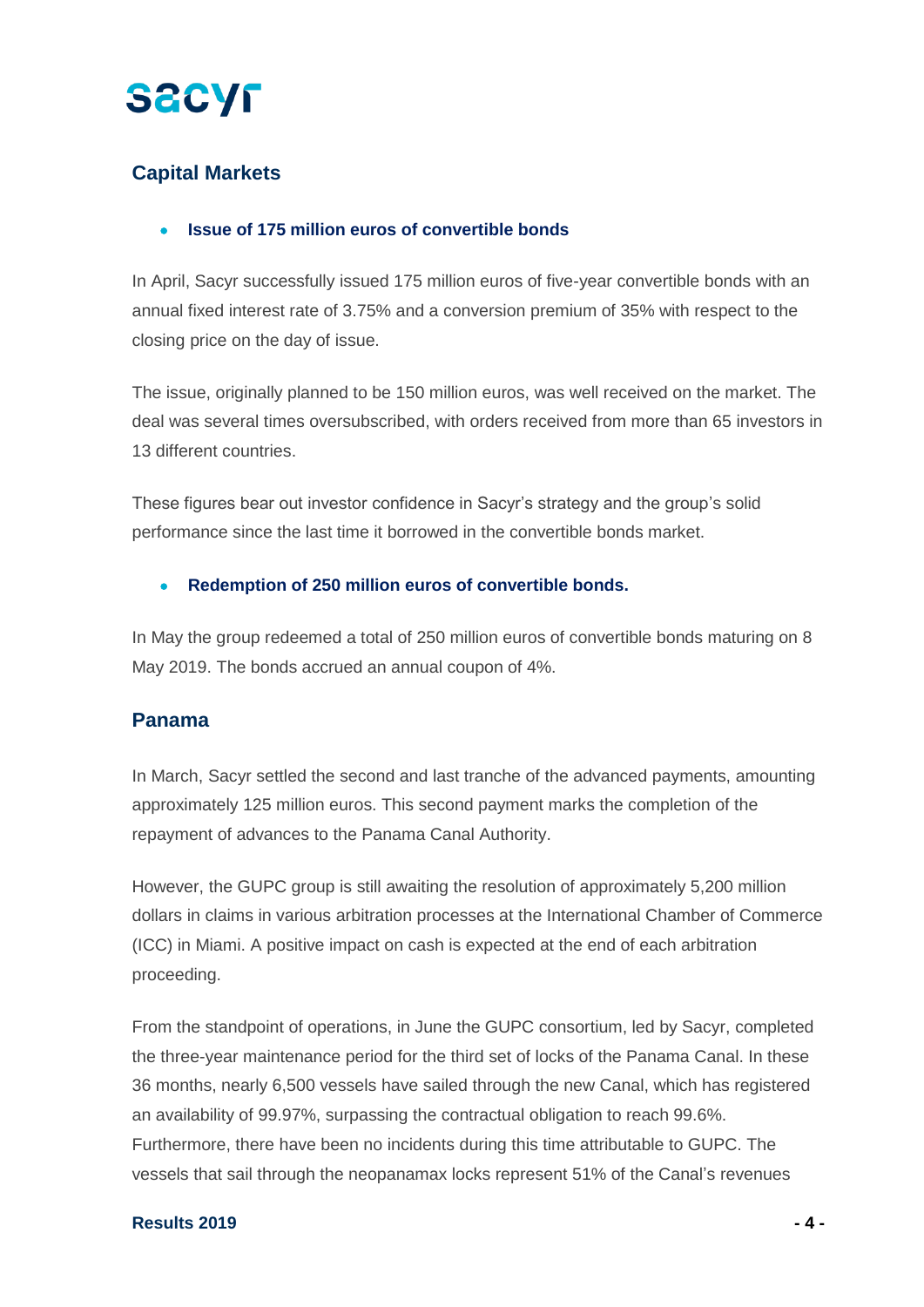## Capital Markets

- **Issue of 175 million euros of convertible bonds**

In April, Sacyr successfully issued 175 million euros of five-year convertible bonds with an annual fixed interest rate of 3.75% and a conversion premium of 35% with respect to the closing price on the day of issue.

The issue, originally planned to be 150 million euros, was well received on the market. The deal was several times oversubscribed, with orders received from more than 65 investors in 13 different countries.

These figures bear out investor confidence in Sacyr's strategy and the group's solid performance since the last time it borrowed in the convertible bonds market.

- **Redemption of 250 million euros of convertible bonds.**

In May the group redeemed a total of 250 million euros of convertible bonds maturing on 8 May 2019. The bonds accrued an annual coupon of 4%.

## Panama

In March, Sacyr settled the second and last tranche of the advanced payments, amounting approximately 125 million euros. This second payment marks the completion of the repayment of advances to the Panama Canal Authority.

However, the GUPC group is still awaiting the resolution of approximately 5,200 million dollars in claims in various arbitration processes at the International Chamber of Commerce (ICC) in Miami. A positive impact on cash is expected at the end of each arbitration proceeding.

From the standpoint of operations, in June the GUPC consortium, led by Sacyr, completed the three-year maintenance period for the third set of locks of the Panama Canal. In these 36 months, nearly 6,500 vessels have sailed through the new Canal, which has registered an availability of 99.97%, surpassing the contractual obligation to reach 99.6%. Furthermore, there have been no incidents during this time attributable to GUPC. The vessels that sail through the neopanamax locks represent 51% of the Canal's revenues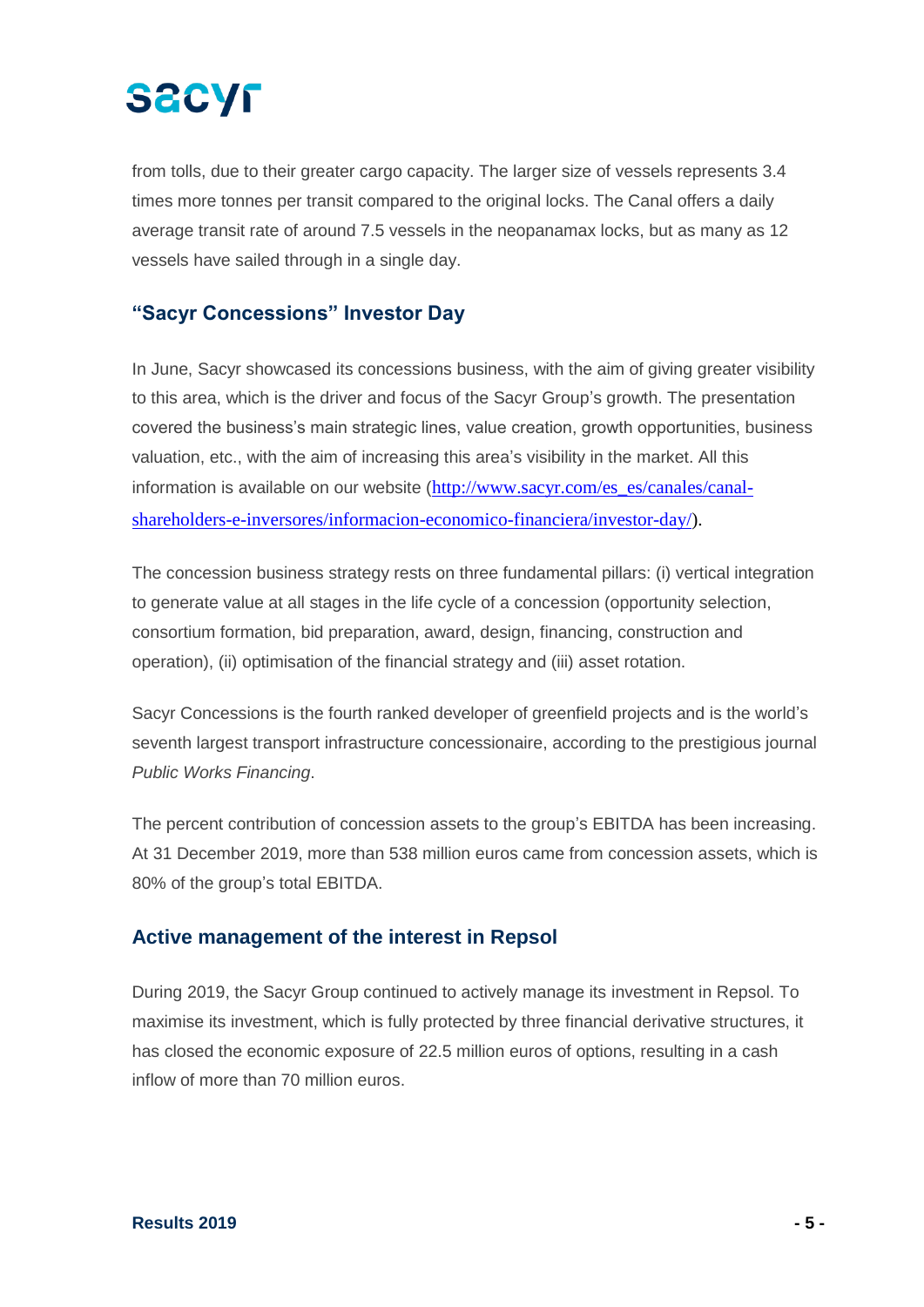from tolls, due to their greater cargo capacity. The larger size of vessels represents 3.4 times more tonnes per transit compared to the original locks. The Canal offers a daily average transit rate of around 7.5 vessels in the neopanamax locks, but as many as 12 vessels have sailed through in a single day.

## "Sacyr Concessions" Investor Day

In June, Sacyr showcased its concessions business, with the aim of giving greater visibility to this area, which is the driver and focus of the Sacyr Group's growth. The presentation covered the business's main strategic lines, value creation, growth opportunities, business valuation, etc., with the aim of increasing this area's visibility in the market. All this information is available on our website (http://www.sacyr.com/es_es/canales/canal-shareholders-e-inversores/informacion-economico-financiera/investor-day/).

The concession business strategy rests on three fundamental pillars: (i) vertical integration to generate value at all stages in the life cycle of a concession (opportunity selection, consortium formation, bid preparation, award, design, financing, construction and operation), (ii) optimisation of the financial strategy and (iii) asset rotation.

Sacyr Concessions is the fourth ranked developer of greenfield projects and is the world's seventh largest transport infrastructure concessionaire, according to the prestigious journal *Public Works Financing*.

The percent contribution of concession assets to the group's EBITDA has been increasing. At 31 December 2019, more than 538 million euros came from concession assets, which is 80% of the group's total EBITDA.

## Active management of the interest in Repsol

During 2019, the Sacyr Group continued to actively manage its investment in Repsol. To maximise its investment, which is fully protected by three financial derivative structures, it has closed the economic exposure of 22.5 million euros of options, resulting in a cash inflow of more than 70 million euros.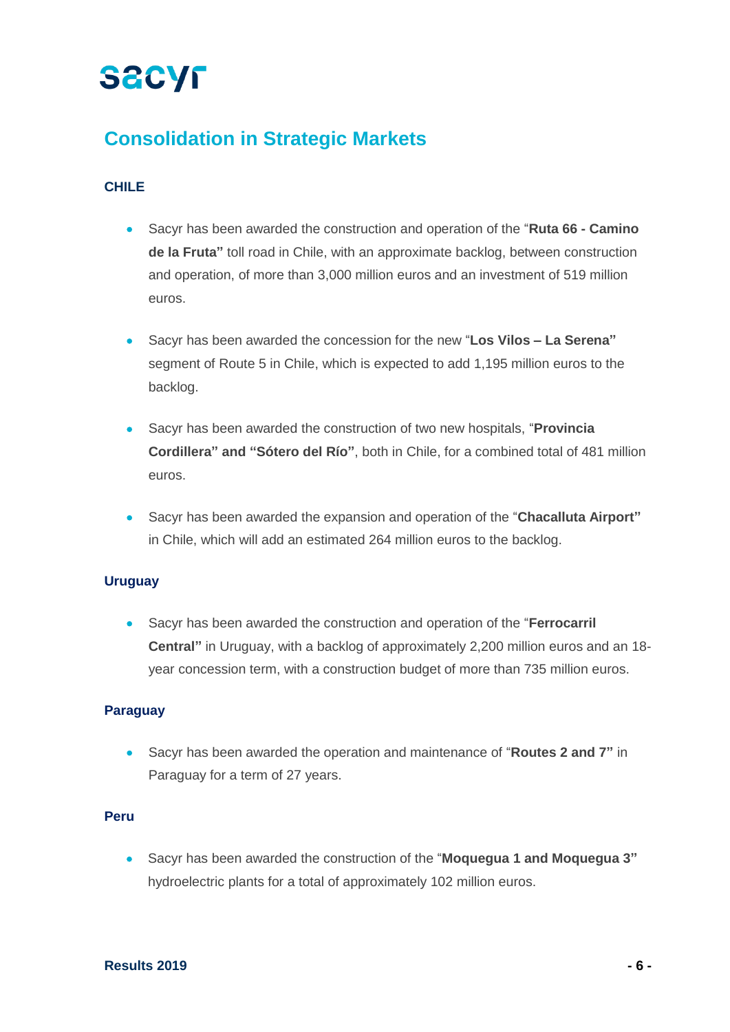## Consolidation in Strategic Markets

### CHILE

- Sacyr has been awarded the construction and operation of the "**Ruta 66 - Camino de la Fruta"** toll road in Chile, with an approximate backlog, between construction and operation, of more than 3,000 million euros and an investment of 519 million euros.

- Sacyr has been awarded the concession for the new "**Los Vilos – La Serena"** segment of Route 5 in Chile, which is expected to add 1,195 million euros to the backlog.

- Sacyr has been awarded the construction of two new hospitals, "**Provincia Cordillera" and "Sótero del Río"**, both in Chile, for a combined total of 481 million euros.

- Sacyr has been awarded the expansion and operation of the "**Chacalluta Airport"** in Chile, which will add an estimated 264 million euros to the backlog.

### Uruguay

- Sacyr has been awarded the construction and operation of the "**Ferrocarril Central"** in Uruguay, with a backlog of approximately 2,200 million euros and an 18-year concession term, with a construction budget of more than 735 million euros.

### Paraguay

- Sacyr has been awarded the operation and maintenance of "**Routes 2 and 7"** in Paraguay for a term of 27 years.

### Peru

- Sacyr has been awarded the construction of the "**Moquegua 1 and Moquegua 3"** hydroelectric plants for a total of approximately 102 million euros.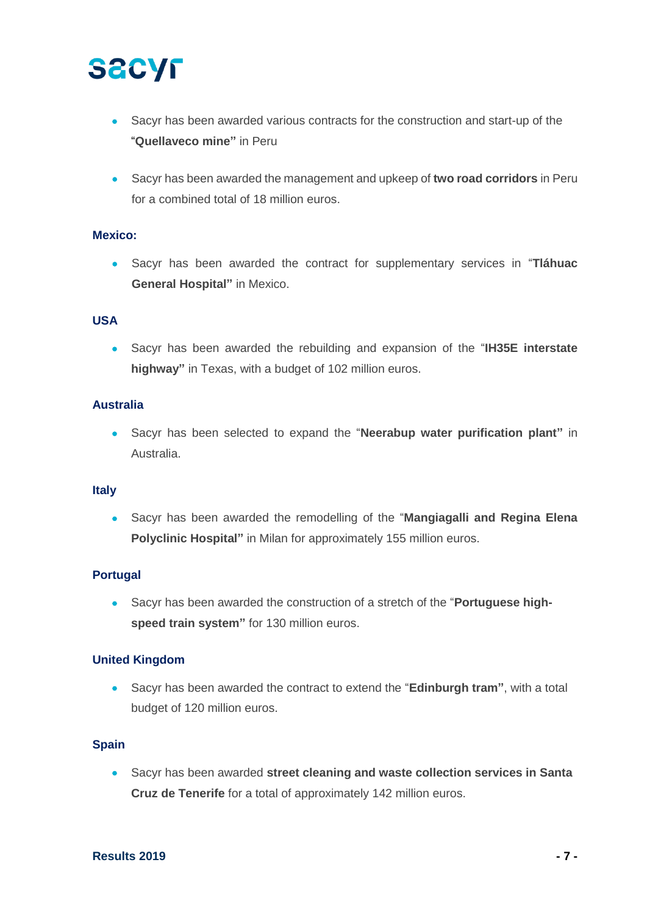- Sacyr has been awarded various contracts for the construction and start-up of the **"Quellaveco mine"** in Peru

- Sacyr has been awarded the management and upkeep of **two road corridors** in Peru for a combined total of 18 million euros.

### Mexico:

- Sacyr has been awarded the contract for supplementary services in "**Tláhuac General Hospital"** in Mexico.

### USA

- Sacyr has been awarded the rebuilding and expansion of the "**IH35E interstate highway"** in Texas, with a budget of 102 million euros.

### Australia

- Sacyr has been selected to expand the "**Neerabup water purification plant"** in Australia.

### Italy

- Sacyr has been awarded the remodelling of the "**Mangiagalli and Regina Elena Polyclinic Hospital"** in Milan for approximately 155 million euros.

### Portugal

- Sacyr has been awarded the construction of a stretch of the "**Portuguese high-speed train system"** for 130 million euros.

### United Kingdom

- Sacyr has been awarded the contract to extend the "**Edinburgh tram"**, with a total budget of 120 million euros.

### Spain

- Sacyr has been awarded **street cleaning and waste collection services in Santa Cruz de Tenerife** for a total of approximately 142 million euros.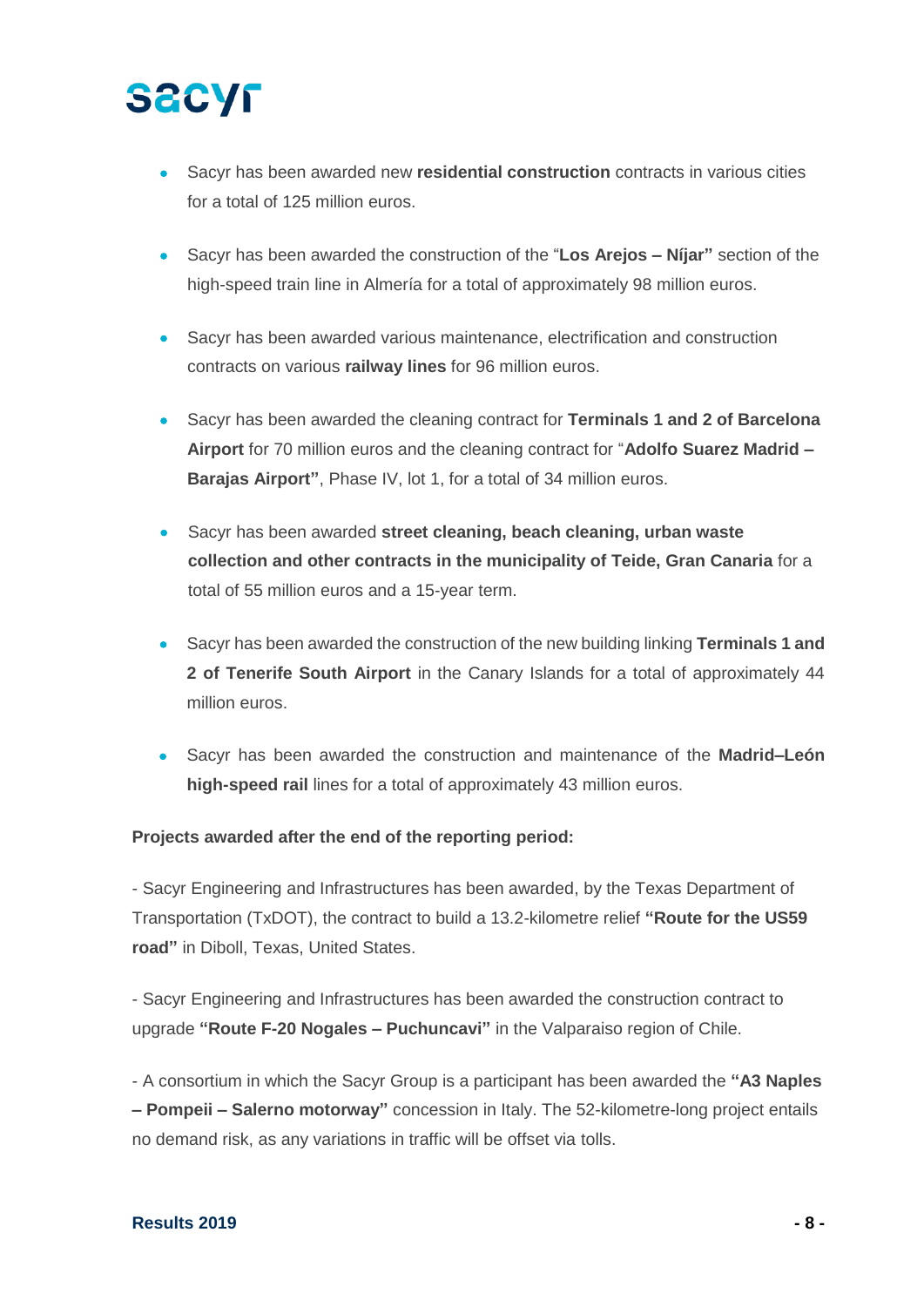- Sacyr has been awarded new **residential construction** contracts in various cities for a total of 125 million euros.
- Sacyr has been awarded the construction of the "**Los Arejos – Níjar"** section of the high-speed train line in Almería for a total of approximately 98 million euros.
- Sacyr has been awarded various maintenance, electrification and construction contracts on various **railway lines** for 96 million euros.
- Sacyr has been awarded the cleaning contract for **Terminals 1 and 2 of Barcelona Airport** for 70 million euros and the cleaning contract for "**Adolfo Suarez Madrid – Barajas Airport"**, Phase IV, lot 1, for a total of 34 million euros.
- Sacyr has been awarded **street cleaning, beach cleaning, urban waste collection and other contracts in the municipality of Teide, Gran Canaria** for a total of 55 million euros and a 15-year term.
- Sacyr has been awarded the construction of the new building linking **Terminals 1 and 2 of Tenerife South Airport** in the Canary Islands for a total of approximately 44 million euros.
- Sacyr has been awarded the construction and maintenance of the **Madrid–León high-speed rail** lines for a total of approximately 43 million euros.

**Projects awarded after the end of the reporting period:**

- Sacyr Engineering and Infrastructures has been awarded, by the Texas Department of Transportation (TxDOT), the contract to build a 13.2-kilometre relief **"Route for the US59 road"** in Diboll, Texas, United States.

- Sacyr Engineering and Infrastructures has been awarded the construction contract to upgrade **"Route F-20 Nogales – Puchuncavi"** in the Valparaiso region of Chile.

- A consortium in which the Sacyr Group is a participant has been awarded the **"A3 Naples – Pompeii – Salerno motorway"** concession in Italy. The 52-kilometre-long project entails no demand risk, as any variations in traffic will be offset via tolls.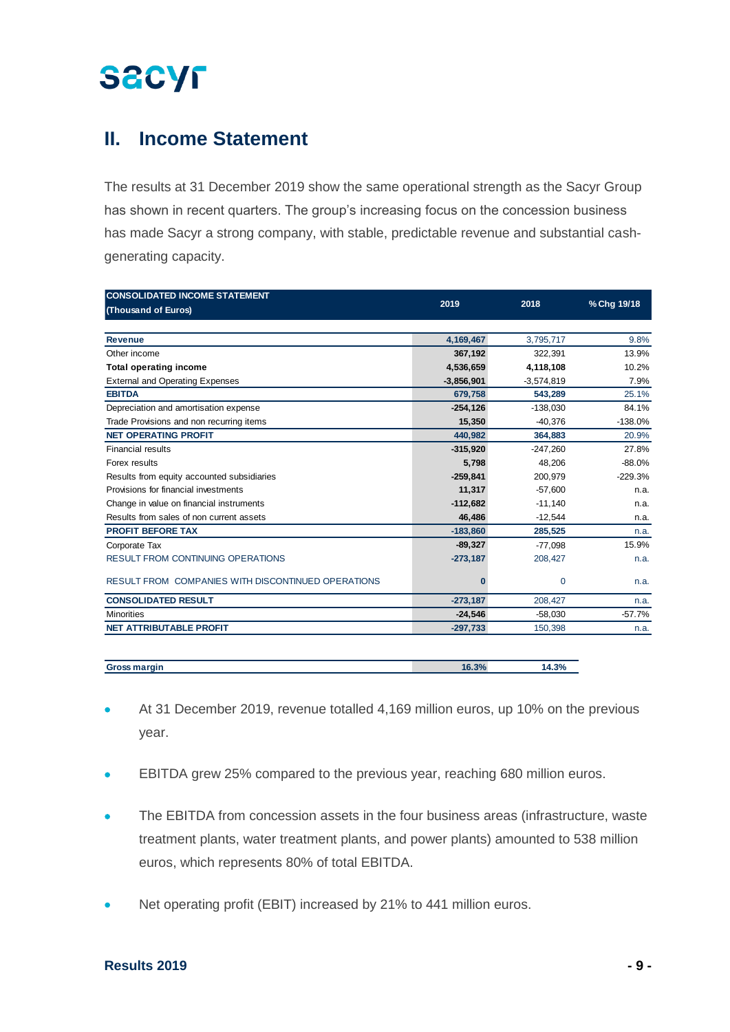## II. Income Statement

The results at 31 December 2019 show the same operational strength as the Sacyr Group has shown in recent quarters. The group's increasing focus on the concession business has made Sacyr a strong company, with stable, predictable revenue and substantial cash-generating capacity.

| CONSOLIDATED INCOME STATEMENT (Thousand of Euros) | 2019 | 2018 | % Chg 19/18 |
|---|---|---|---|
| **Revenue** | **4,169,467** | 3,795,717 | 9.8% |
| Other income | **367,192** | 322,391 | 13.9% |
| **Total operating income** | **4,536,659** | **4,118,108** | 10.2% |
| External and Operating Expenses | **-3,856,901** | -3,574,819 | 7.9% |
| **EBITDA** | **679,758** | **543,289** | 25.1% |
| Depreciation and amortisation expense | **-254,126** | -138,030 | 84.1% |
| Trade Provisions and non recurring items | **15,350** | -40,376 | -138.0% |
| **NET OPERATING PROFIT** | **440,982** | 364,883 | 20.9% |
| Financial results | **-315,920** | -247,260 | 27.8% |
| Forex results | **5,798** | 48,206 | -88.0% |
| Results from equity accounted subsidiaries | **-259,841** | 200,979 | -229.3% |
| Provisions for financial investments | **11,317** | -57,600 | n.a. |
| Change in value on financial instruments | **-112,682** | -11,140 | n.a. |
| Results from sales of non current assets | **46,486** | -12,544 | n.a. |
| **PROFIT BEFORE TAX** | **-183,860** | **285,525** | n.a. |
| Corporate Tax | **-89,327** | -77,098 | 15.9% |
| RESULT FROM CONTINUING OPERATIONS | **-273,187** | 208,427 | n.a. |
| RESULT FROM COMPANIES WITH DISCONTINUED OPERATIONS | **0** | 0 | n.a. |
| **CONSOLIDATED RESULT** | **-273,187** | 208,427 | n.a. |
| Minorities | **-24,546** | -58,030 | -57.7% |
| **NET ATTRIBUTABLE PROFIT** | **-297,733** | 150,398 | n.a. |

| | 2019 | 2018 |
|---|---|---|
| **Gross margin** | **16.3%** | **14.3%** |

- At 31 December 2019, revenue totalled 4,169 million euros, up 10% on the previous year.
- EBITDA grew 25% compared to the previous year, reaching 680 million euros.
- The EBITDA from concession assets in the four business areas (infrastructure, waste treatment plants, water treatment plants, and power plants) amounted to 538 million euros, which represents 80% of total EBITDA.
- Net operating profit (EBIT) increased by 21% to 441 million euros.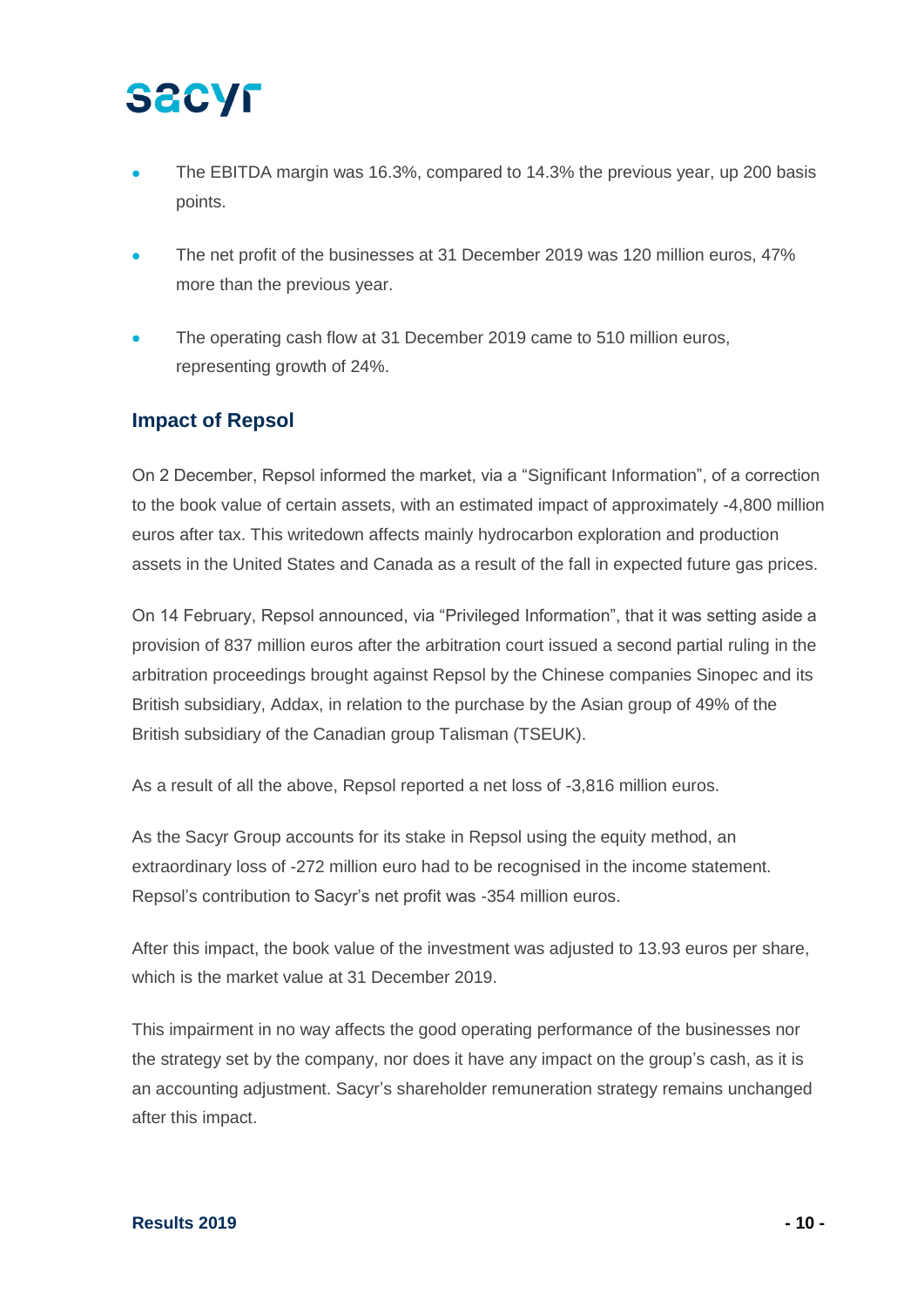- The EBITDA margin was 16.3%, compared to 14.3% the previous year, up 200 basis points.
- The net profit of the businesses at 31 December 2019 was 120 million euros, 47% more than the previous year.
- The operating cash flow at 31 December 2019 came to 510 million euros, representing growth of 24%.

## Impact of Repsol

On 2 December, Repsol informed the market, via a "Significant Information", of a correction to the book value of certain assets, with an estimated impact of approximately -4,800 million euros after tax. This writedown affects mainly hydrocarbon exploration and production assets in the United States and Canada as a result of the fall in expected future gas prices.

On 14 February, Repsol announced, via "Privileged Information", that it was setting aside a provision of 837 million euros after the arbitration court issued a second partial ruling in the arbitration proceedings brought against Repsol by the Chinese companies Sinopec and its British subsidiary, Addax, in relation to the purchase by the Asian group of 49% of the British subsidiary of the Canadian group Talisman (TSEUK).

As a result of all the above, Repsol reported a net loss of -3,816 million euros.

As the Sacyr Group accounts for its stake in Repsol using the equity method, an extraordinary loss of -272 million euro had to be recognised in the income statement. Repsol's contribution to Sacyr's net profit was -354 million euros.

After this impact, the book value of the investment was adjusted to 13.93 euros per share, which is the market value at 31 December 2019.

This impairment in no way affects the good operating performance of the businesses nor the strategy set by the company, nor does it have any impact on the group's cash, as it is an accounting adjustment. Sacyr's shareholder remuneration strategy remains unchanged after this impact.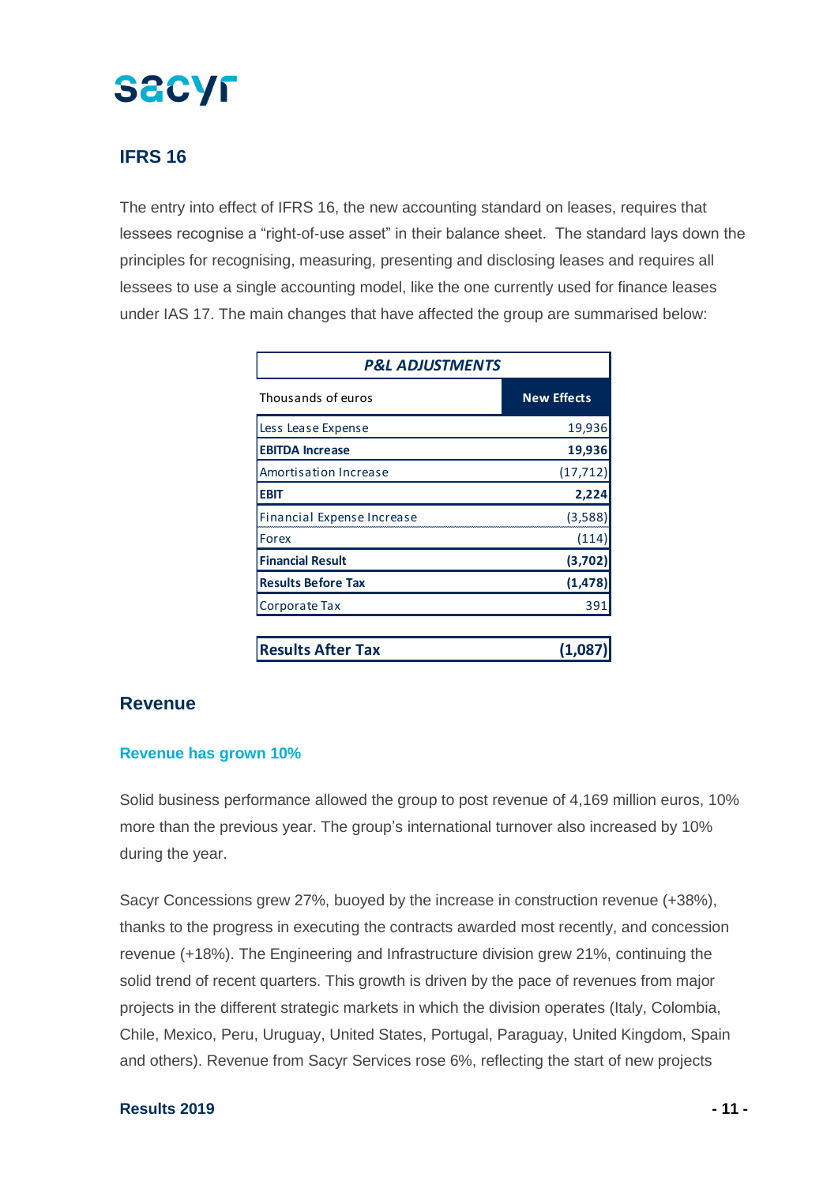## IFRS 16

The entry into effect of IFRS 16, the new accounting standard on leases, requires that lessees recognise a "right-of-use asset" in their balance sheet. The standard lays down the principles for recognising, measuring, presenting and disclosing leases and requires all lessees to use a single accounting model, like the one currently used for finance leases under IAS 17. The main changes that have affected the group are summarised below:

| ***P&L ADJUSTMENTS*** | |
|---|---|
| Thousands of euros | **New Effects** |
| Less Lease Expense | 19,936 |
| **EBITDA Increase** | **19,936** |
| Amortisation Increase | (17,712) |
| **EBIT** | **2,224** |
| Financial Expense Increase | (3,588) |
| Forex | (114) |
| **Financial Result** | **(3,702)** |
| **Results Before Tax** | **(1,478)** |
| Corporate Tax | 391 |
| **Results After Tax** | **(1,087)** |

## Revenue

### Revenue has grown 10%

Solid business performance allowed the group to post revenue of 4,169 million euros, 10% more than the previous year. The group's international turnover also increased by 10% during the year.

Sacyr Concessions grew 27%, buoyed by the increase in construction revenue (+38%), thanks to the progress in executing the contracts awarded most recently, and concession revenue (+18%). The Engineering and Infrastructure division grew 21%, continuing the solid trend of recent quarters. This growth is driven by the pace of revenues from major projects in the different strategic markets in which the division operates (Italy, Colombia, Chile, Mexico, Peru, Uruguay, United States, Portugal, Paraguay, United Kingdom, Spain and others). Revenue from Sacyr Services rose 6%, reflecting the start of new projects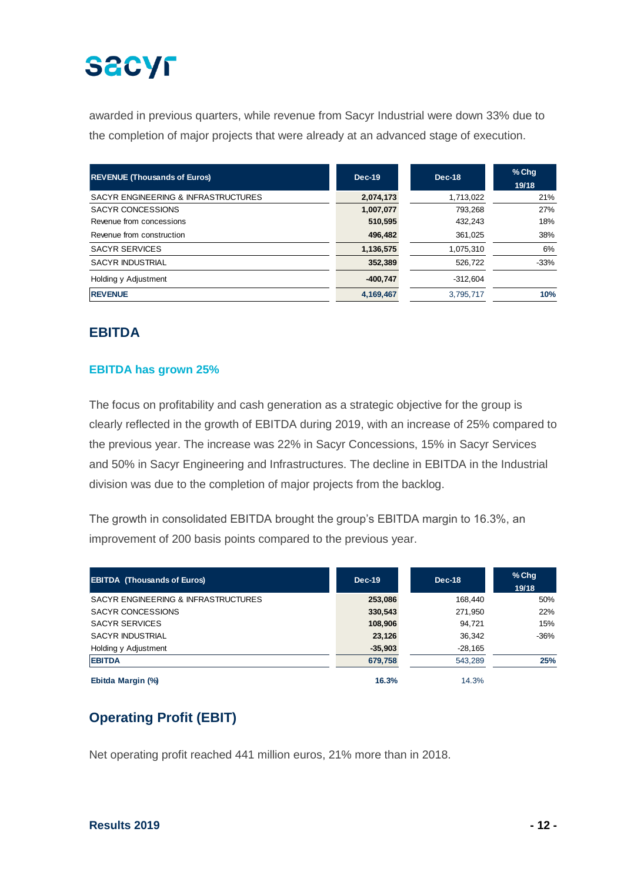awarded in previous quarters, while revenue from Sacyr Industrial were down 33% due to the completion of major projects that were already at an advanced stage of execution.

| REVENUE (Thousands of Euros) | Dec-19 | Dec-18 | % Chg 19/18 |
|---|---|---|---|
| SACYR ENGINEERING & INFRASTRUCTURES | **2,074,173** | 1,713,022 | 21% |
| SACYR CONCESSIONS | **1,007,077** | 793,268 | 27% |
| Revenue from concessions | **510,595** | 432,243 | 18% |
| Revenue from construction | **496,482** | 361,025 | 38% |
| SACYR SERVICES | **1,136,575** | 1,075,310 | 6% |
| SACYR INDUSTRIAL | **352,389** | 526,722 | -33% |
| Holding y Adjustment | **-400,747** | -312,604 | |
| **REVENUE** | **4,169,467** | 3,795,717 | **10%** |

## EBITDA

### EBITDA has grown 25%

The focus on profitability and cash generation as a strategic objective for the group is clearly reflected in the growth of EBITDA during 2019, with an increase of 25% compared to the previous year. The increase was 22% in Sacyr Concessions, 15% in Sacyr Services and 50% in Sacyr Engineering and Infrastructures. The decline in EBITDA in the Industrial division was due to the completion of major projects from the backlog.

The growth in consolidated EBITDA brought the group's EBITDA margin to 16.3%, an improvement of 200 basis points compared to the previous year.

| EBITDA (Thousands of Euros) | Dec-19 | Dec-18 | % Chg 19/18 |
|---|---|---|---|
| SACYR ENGINEERING & INFRASTRUCTURES | **253,086** | 168,440 | 50% |
| SACYR CONCESSIONS | **330,543** | 271,950 | 22% |
| SACYR SERVICES | **108,906** | 94,721 | 15% |
| SACYR INDUSTRIAL | **23,126** | 36,342 | -36% |
| Holding y Adjustment | **-35,903** | -28,165 | |
| **EBITDA** | **679,758** | 543,289 | **25%** |
| **Ebitda Margin (%)** | **16.3%** | 14.3% | |

## Operating Profit (EBIT)

Net operating profit reached 441 million euros, 21% more than in 2018.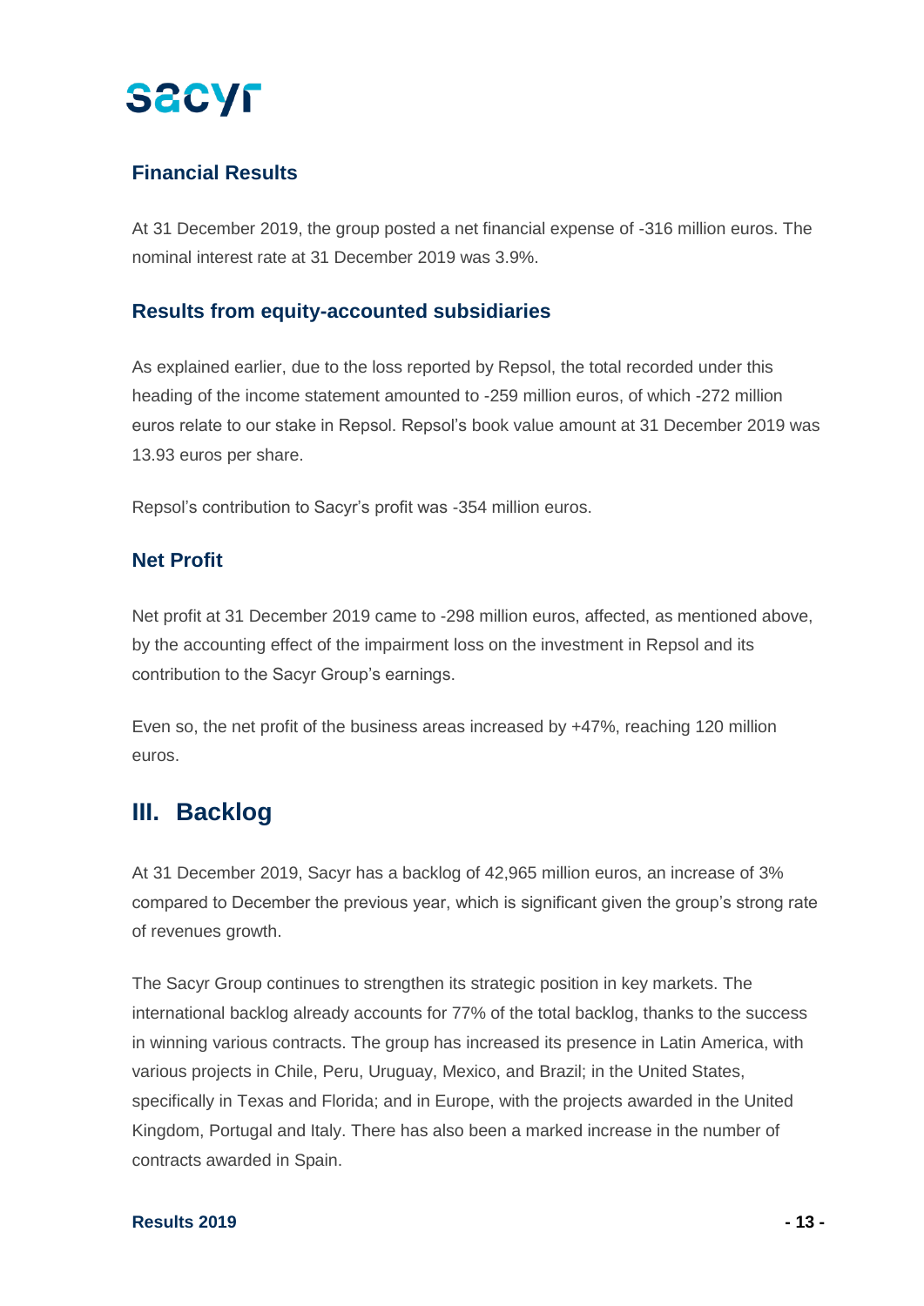### Financial Results

At 31 December 2019, the group posted a net financial expense of -316 million euros. The nominal interest rate at 31 December 2019 was 3.9%.

### Results from equity-accounted subsidiaries

As explained earlier, due to the loss reported by Repsol, the total recorded under this heading of the income statement amounted to -259 million euros, of which -272 million euros relate to our stake in Repsol. Repsol's book value amount at 31 December 2019 was 13.93 euros per share.

Repsol's contribution to Sacyr's profit was -354 million euros.

### Net Profit

Net profit at 31 December 2019 came to -298 million euros, affected, as mentioned above, by the accounting effect of the impairment loss on the investment in Repsol and its contribution to the Sacyr Group's earnings.

Even so, the net profit of the business areas increased by +47%, reaching 120 million euros.

## III. Backlog

At 31 December 2019, Sacyr has a backlog of 42,965 million euros, an increase of 3% compared to December the previous year, which is significant given the group's strong rate of revenues growth.

The Sacyr Group continues to strengthen its strategic position in key markets. The international backlog already accounts for 77% of the total backlog, thanks to the success in winning various contracts. The group has increased its presence in Latin America, with various projects in Chile, Peru, Uruguay, Mexico, and Brazil; in the United States, specifically in Texas and Florida; and in Europe, with the projects awarded in the United Kingdom, Portugal and Italy. There has also been a marked increase in the number of contracts awarded in Spain.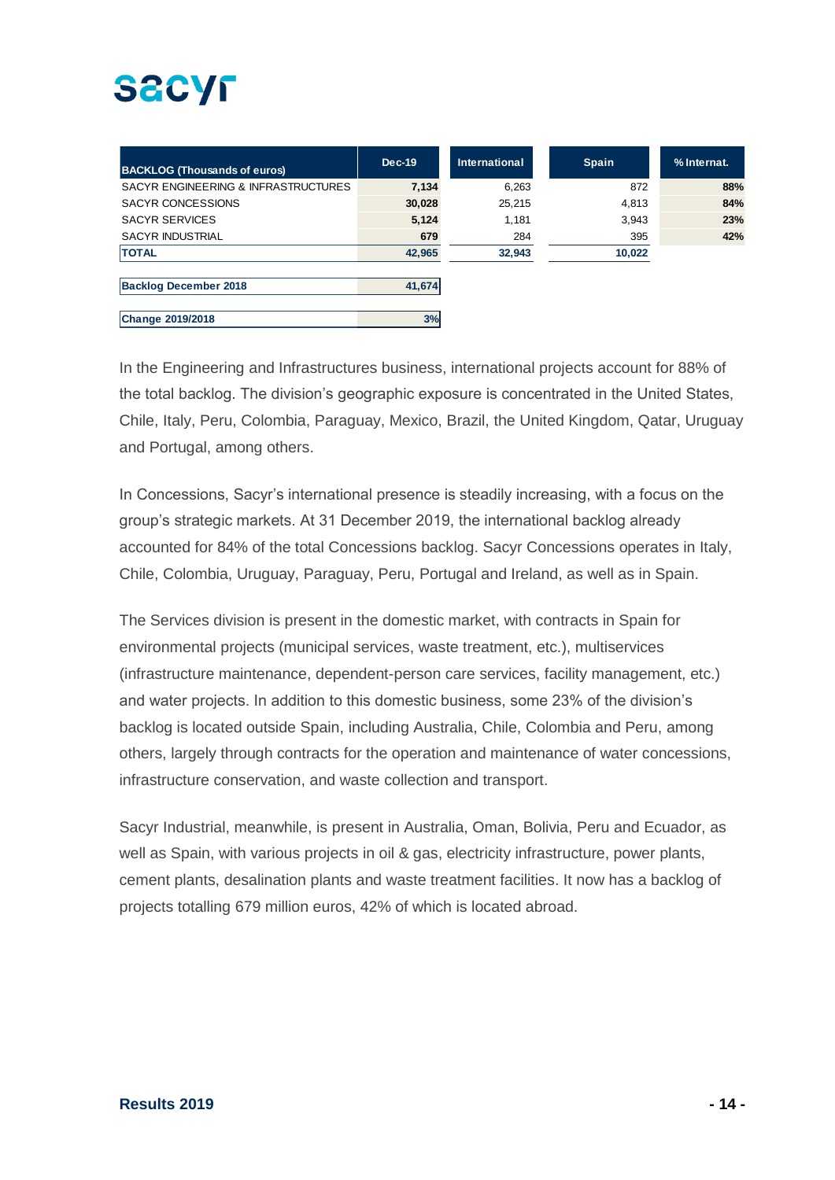| BACKLOG (Thousands of euros) | Dec-19 | International | Spain | % Internat. |
|---|---|---|---|---|
| SACYR ENGINEERING & INFRASTRUCTURES | **7,134** | 6,263 | 872 | **88%** |
| SACYR CONCESSIONS | **30,028** | 25,215 | 4,813 | **84%** |
| SACYR SERVICES | **5,124** | 1,181 | 3,943 | **23%** |
| SACYR INDUSTRIAL | **679** | 284 | 395 | **42%** |
| **TOTAL** | **42,965** | **32,943** | **10,022** | |
| **Backlog December 2018** | **41,674** | | | |
| **Change 2019/2018** | **3%** | | | |

In the Engineering and Infrastructures business, international projects account for 88% of the total backlog. The division's geographic exposure is concentrated in the United States, Chile, Italy, Peru, Colombia, Paraguay, Mexico, Brazil, the United Kingdom, Qatar, Uruguay and Portugal, among others.

In Concessions, Sacyr's international presence is steadily increasing, with a focus on the group's strategic markets. At 31 December 2019, the international backlog already accounted for 84% of the total Concessions backlog. Sacyr Concessions operates in Italy, Chile, Colombia, Uruguay, Paraguay, Peru, Portugal and Ireland, as well as in Spain.

The Services division is present in the domestic market, with contracts in Spain for environmental projects (municipal services, waste treatment, etc.), multiservices (infrastructure maintenance, dependent-person care services, facility management, etc.) and water projects. In addition to this domestic business, some 23% of the division's backlog is located outside Spain, including Australia, Chile, Colombia and Peru, among others, largely through contracts for the operation and maintenance of water concessions, infrastructure conservation, and waste collection and transport.

Sacyr Industrial, meanwhile, is present in Australia, Oman, Bolivia, Peru and Ecuador, as well as Spain, with various projects in oil & gas, electricity infrastructure, power plants, cement plants, desalination plants and waste treatment facilities. It now has a backlog of projects totalling 679 million euros, 42% of which is located abroad.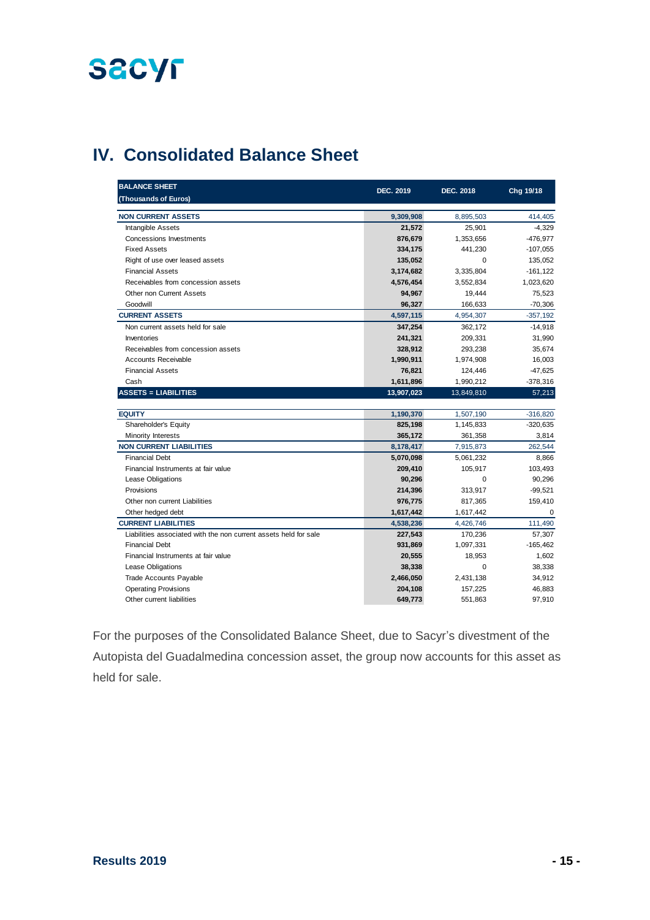# IV. Consolidated Balance Sheet

| BALANCE SHEET (Thousands of Euros) | DEC. 2019 | DEC. 2018 | Chg 19/18 |
|---|---|---|---|
| **NON CURRENT ASSETS** | **9,309,908** | 8,895,503 | 414,405 |
| Intangible Assets | **21,572** | 25,901 | -4,329 |
| Concessions Investments | **876,679** | 1,353,656 | -476,977 |
| Fixed Assets | **334,175** | 441,230 | -107,055 |
| Right of use over leased assets | **135,052** | 0 | 135,052 |
| Financial Assets | **3,174,682** | 3,335,804 | -161,122 |
| Receivables from concession assets | **4,576,454** | 3,552,834 | 1,023,620 |
| Other non Current Assets | **94,967** | 19,444 | 75,523 |
| Goodwill | **96,327** | 166,633 | -70,306 |
| **CURRENT ASSETS** | **4,597,115** | 4,954,307 | -357,192 |
| Non current assets held for sale | **347,254** | 362,172 | -14,918 |
| Inventories | **241,321** | 209,331 | 31,990 |
| Receivables from concession assets | **328,912** | 293,238 | 35,674 |
| Accounts Receivable | **1,990,911** | 1,974,908 | 16,003 |
| Financial Assets | **76,821** | 124,446 | -47,625 |
| Cash | **1,611,896** | 1,990,212 | -378,316 |
| **ASSETS = LIABILITIES** | **13,907,023** | 13,849,810 | 57,213 |
| | | | |
| **EQUITY** | **1,190,370** | 1,507,190 | -316,820 |
| Shareholder's Equity | **825,198** | 1,145,833 | -320,635 |
| Minority Interests | **365,172** | 361,358 | 3,814 |
| **NON CURRENT LIABILITIES** | **8,178,417** | 7,915,873 | 262,544 |
| Financial Debt | **5,070,098** | 5,061,232 | 8,866 |
| Financial Instruments at fair value | **209,410** | 105,917 | 103,493 |
| Lease Obligations | **90,296** | 0 | 90,296 |
| Provisions | **214,396** | 313,917 | -99,521 |
| Other non current Liabilities | **976,775** | 817,365 | 159,410 |
| Other hedged debt | **1,617,442** | 1,617,442 | 0 |
| **CURRENT LIABILITIES** | **4,538,236** | 4,426,746 | 111,490 |
| Liabilities associated with the non current assets held for sale | **227,543** | 170,236 | 57,307 |
| Financial Debt | **931,869** | 1,097,331 | -165,462 |
| Financial Instruments at fair value | **20,555** | 18,953 | 1,602 |
| Lease Obligations | **38,338** | 0 | 38,338 |
| Trade Accounts Payable | **2,466,050** | 2,431,138 | 34,912 |
| Operating Provisions | **204,108** | 157,225 | 46,883 |
| Other current liabilities | **649,773** | 551,863 | 97,910 |

For the purposes of the Consolidated Balance Sheet, due to Sacyr's divestment of the Autopista del Guadalmedina concession asset, the group now accounts for this asset as held for sale.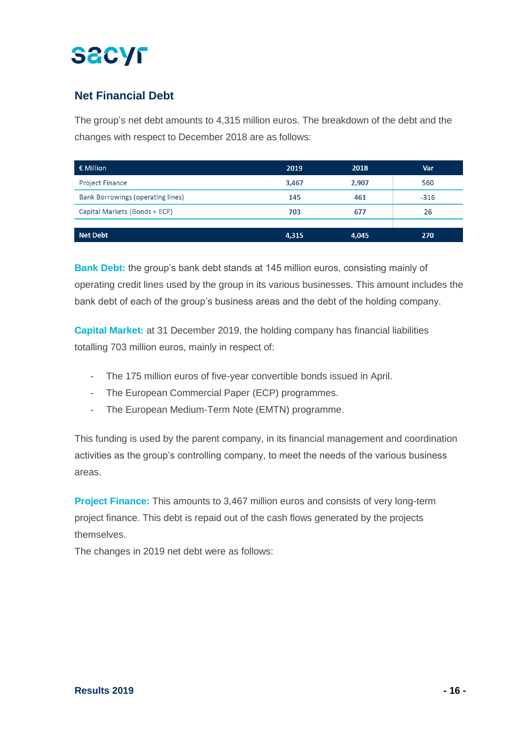## Net Financial Debt

The group's net debt amounts to 4,315 million euros. The breakdown of the debt and the changes with respect to December 2018 are as follows:

| € Million | 2019 | 2018 | Var |
|---|---|---|---|
| Project Finance | 3,467 | 2,907 | 560 |
| Bank Borrowings (operating lines) | 145 | 461 | -316 |
| Capital Markets (Bonds + ECP) | 703 | 677 | 26 |
| Net Debt | 4,315 | 4,045 | 270 |

**Bank Debt:** the group's bank debt stands at 145 million euros, consisting mainly of operating credit lines used by the group in its various businesses. This amount includes the bank debt of each of the group's business areas and the debt of the holding company.

**Capital Market:** at 31 December 2019, the holding company has financial liabilities totalling 703 million euros, mainly in respect of:

- The 175 million euros of five-year convertible bonds issued in April.
- The European Commercial Paper (ECP) programmes.
- The European Medium-Term Note (EMTN) programme.

This funding is used by the parent company, in its financial management and coordination activities as the group's controlling company, to meet the needs of the various business areas.

**Project Finance:** This amounts to 3,467 million euros and consists of very long-term project finance. This debt is repaid out of the cash flows generated by the projects themselves.

The changes in 2019 net debt were as follows: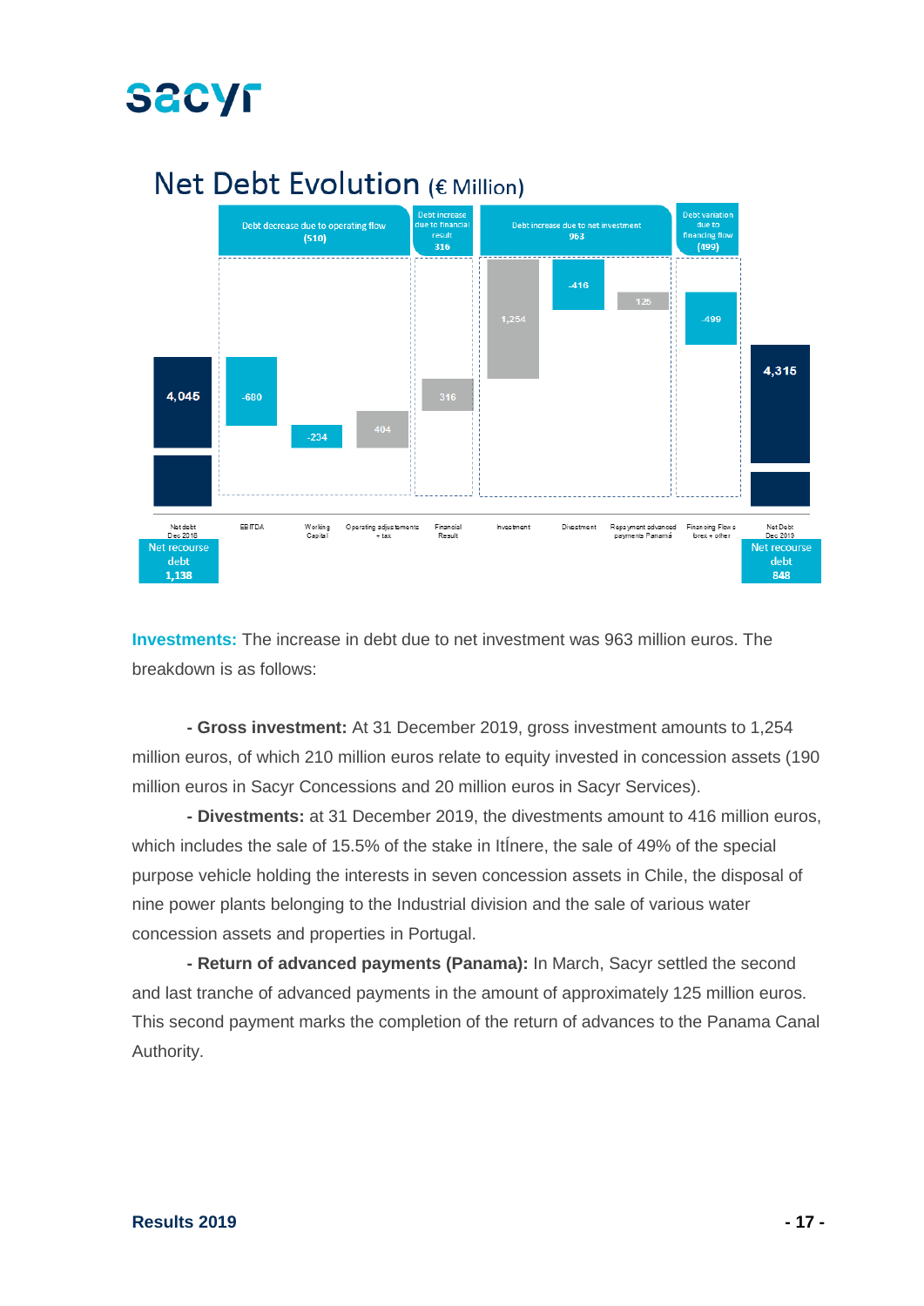## Net Debt Evolution (€ Million)

| | Debt decrease due to operating flow (510) | | | Debt increase due to financial result 316 | Debt increase due to net investment 963 | | | Debt variation due to financing flow (499) | |
|---|---|---|---|---|---|---|---|---|---|
| Net debt Dec 2018 | EBITDA | Working Capital | Operating adjustments + tax | Financial Result | Investment | Divestment | Repayment advanced payments Panamá | Financing Flows forex + other | Net Debt Dec 2019 |
| 4,045 | -680 | -234 | 404 | 316 | 1,254 | -416 | 125 | -499 | 4,315 |
| Net recourse debt 1,138 | | | | | | | | | Net recourse debt 848 |

**Investments:** The increase in debt due to net investment was 963 million euros. The breakdown is as follows:

- **Gross investment:** At 31 December 2019, gross investment amounts to 1,254 million euros, of which 210 million euros relate to equity invested in concession assets (190 million euros in Sacyr Concessions and 20 million euros in Sacyr Services).

- **Divestments:** at 31 December 2019, the divestments amount to 416 million euros, which includes the sale of 15.5% of the stake in ItÍnere, the sale of 49% of the special purpose vehicle holding the interests in seven concession assets in Chile, the disposal of nine power plants belonging to the Industrial division and the sale of various water concession assets and properties in Portugal.

- **Return of advanced payments (Panama):** In March, Sacyr settled the second and last tranche of advanced payments in the amount of approximately 125 million euros. This second payment marks the completion of the return of advances to the Panama Canal Authority.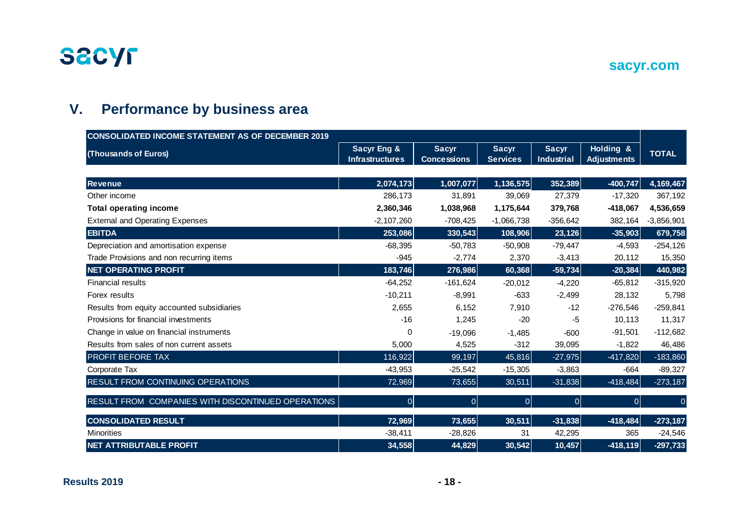## V. Performance by business area

| CONSOLIDATED INCOME STATEMENT AS OF DECEMBER 2019 (Thousands of Euros) | Sacyr Eng & Infrastructures | Sacyr Concessions | Sacyr Services | Sacyr Industrial | Holding & Adjustments | TOTAL |
|---|---|---|---|---|---|---|
| **Revenue** | **2,074,173** | **1,007,077** | **1,136,575** | **352,389** | **-400,747** | **4,169,467** |
| Other income | 286,173 | 31,891 | 39,069 | 27,379 | -17,320 | 367,192 |
| **Total operating income** | **2,360,346** | **1,038,968** | **1,175,644** | **379,768** | **-418,067** | **4,536,659** |
| External and Operating Expenses | -2,107,260 | -708,425 | -1,066,738 | -356,642 | 382,164 | -3,856,901 |
| **EBITDA** | **253,086** | **330,543** | **108,906** | **23,126** | **-35,903** | **679,758** |
| Depreciation and amortisation expense | -68,395 | -50,783 | -50,908 | -79,447 | -4,593 | -254,126 |
| Trade Provisions and non recurring items | -945 | -2,774 | 2,370 | -3,413 | 20,112 | 15,350 |
| **NET OPERATING PROFIT** | **183,746** | **276,986** | **60,368** | **-59,734** | **-20,384** | **440,982** |
| Financial results | -64,252 | -161,624 | -20,012 | -4,220 | -65,812 | -315,920 |
| Forex results | -10,211 | -8,991 | -633 | -2,499 | 28,132 | 5,798 |
| Results from equity accounted subsidiaries | 2,655 | 6,152 | 7,910 | -12 | -276,546 | -259,841 |
| Provisions for financial investments | -16 | 1,245 | -20 | -5 | 10,113 | 11,317 |
| Change in value on financial instruments | 0 | -19,096 | -1,485 | -600 | -91,501 | -112,682 |
| Results from sales of non current assets | 5,000 | 4,525 | -312 | 39,095 | -1,822 | 46,486 |
| PROFIT BEFORE TAX | 116,922 | 99,197 | 45,816 | -27,975 | -417,820 | -183,860 |
| Corporate Tax | -43,953 | -25,542 | -15,305 | -3,863 | -664 | -89,327 |
| RESULT FROM CONTINUING OPERATIONS | 72,969 | 73,655 | 30,511 | -31,838 | -418,484 | -273,187 |
| RESULT FROM COMPANIES WITH DISCONTINUED OPERATIONS | 0 | 0 | 0 | 0 | 0 | 0 |
| **CONSOLIDATED RESULT** | **72,969** | **73,655** | **30,511** | **-31,838** | **-418,484** | **-273,187** |
| Minorities | -38,411 | -28,826 | 31 | 42,295 | 365 | -24,546 |
| **NET ATTRIBUTABLE PROFIT** | **34,558** | **44,829** | **30,542** | **10,457** | **-418,119** | **-297,733** |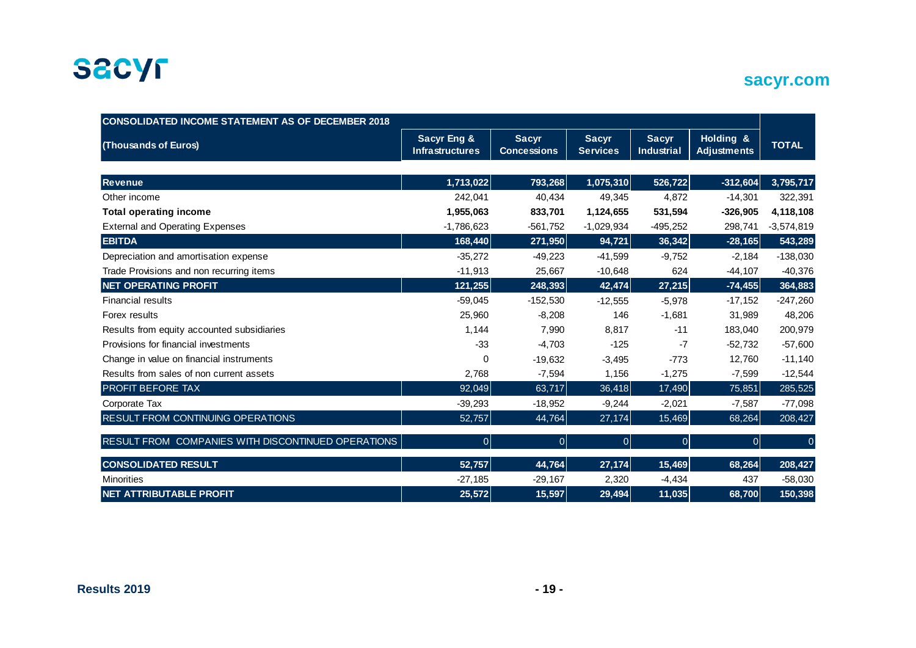| CONSOLIDATED INCOME STATEMENT AS OF DECEMBER 2018 | | | | | | |
|---|---|---|---|---|---|---|
| (Thousands of Euros) | Sacyr Eng & Infrastructures | Sacyr Concessions | Sacyr Services | Sacyr Industrial | Holding & Adjustments | TOTAL |
| **Revenue** | **1,713,022** | **793,268** | **1,075,310** | **526,722** | **-312,604** | **3,795,717** |
| Other income | 242,041 | 40,434 | 49,345 | 4,872 | -14,301 | 322,391 |
| **Total operating income** | **1,955,063** | **833,701** | **1,124,655** | **531,594** | **-326,905** | **4,118,108** |
| External and Operating Expenses | -1,786,623 | -561,752 | -1,029,934 | -495,252 | 298,741 | -3,574,819 |
| **EBITDA** | **168,440** | **271,950** | **94,721** | **36,342** | **-28,165** | **543,289** |
| Depreciation and amortisation expense | -35,272 | -49,223 | -41,599 | -9,752 | -2,184 | -138,030 |
| Trade Provisions and non recurring items | -11,913 | 25,667 | -10,648 | 624 | -44,107 | -40,376 |
| **NET OPERATING PROFIT** | **121,255** | **248,393** | **42,474** | **27,215** | **-74,455** | **364,883** |
| Financial results | -59,045 | -152,530 | -12,555 | -5,978 | -17,152 | -247,260 |
| Forex results | 25,960 | -8,208 | 146 | -1,681 | 31,989 | 48,206 |
| Results from equity accounted subsidiaries | 1,144 | 7,990 | 8,817 | -11 | 183,040 | 200,979 |
| Provisions for financial investments | -33 | -4,703 | -125 | -7 | -52,732 | -57,600 |
| Change in value on financial instruments | 0 | -19,632 | -3,495 | -773 | 12,760 | -11,140 |
| Results from sales of non current assets | 2,768 | -7,594 | 1,156 | -1,275 | -7,599 | -12,544 |
| PROFIT BEFORE TAX | 92,049 | 63,717 | 36,418 | 17,490 | 75,851 | 285,525 |
| Corporate Tax | -39,293 | -18,952 | -9,244 | -2,021 | -7,587 | -77,098 |
| RESULT FROM CONTINUING OPERATIONS | 52,757 | 44,764 | 27,174 | 15,469 | 68,264 | 208,427 |
| RESULT FROM COMPANIES WITH DISCONTINUED OPERATIONS | 0 | 0 | 0 | 0 | 0 | 0 |
| **CONSOLIDATED RESULT** | **52,757** | **44,764** | **27,174** | **15,469** | **68,264** | **208,427** |
| Minorities | -27,185 | -29,167 | 2,320 | -4,434 | 437 | -58,030 |
| **NET ATTRIBUTABLE PROFIT** | **25,572** | **15,597** | **29,494** | **11,035** | **68,700** | **150,398** |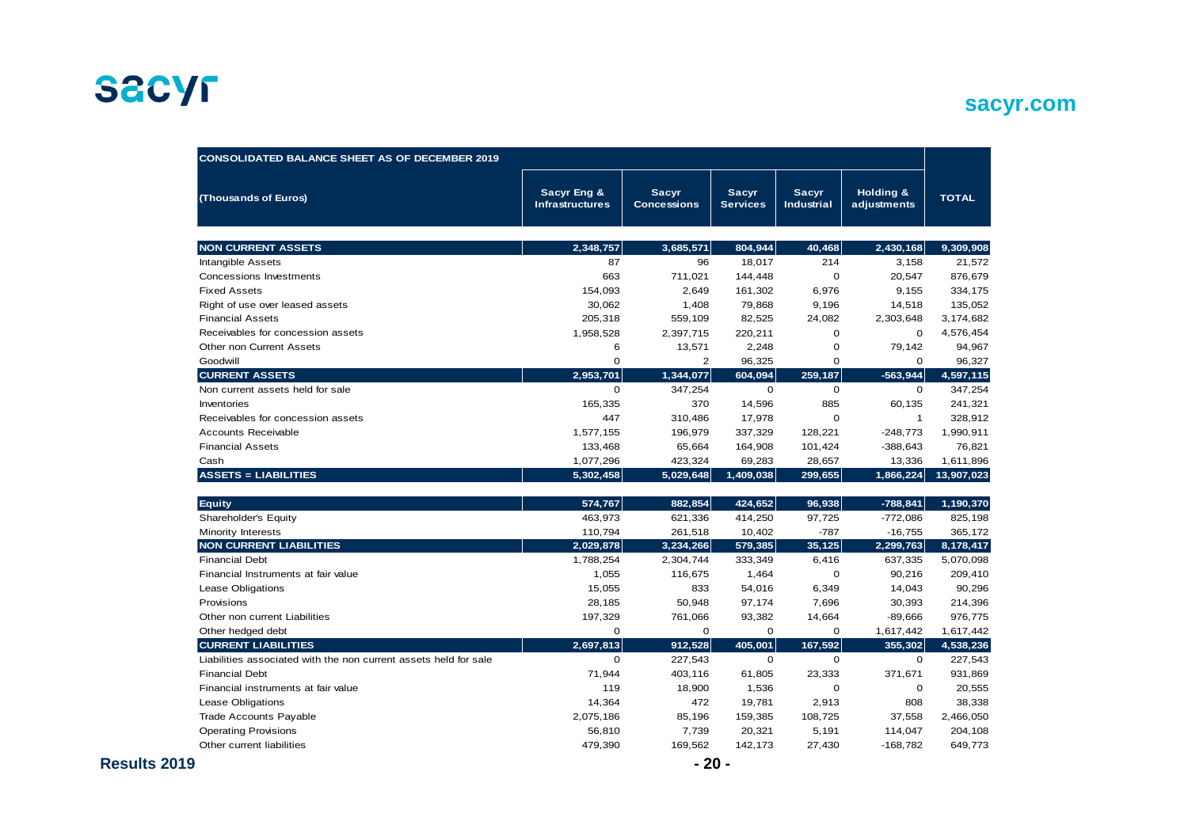| CONSOLIDATED BALANCE SHEET AS OF DECEMBER 2019 | | | | | | |
|---|---|---|---|---|---|---|
| (Thousands of Euros) | Sacyr Eng & Infrastructures | Sacyr Concessions | Sacyr Services | Sacyr Industrial | Holding & adjustments | TOTAL |
| **NON CURRENT ASSETS** | **2,348,757** | **3,685,571** | **804,944** | **40,468** | **2,430,168** | **9,309,908** |
| Intangible Assets | 87 | 96 | 18,017 | 214 | 3,158 | 21,572 |
| Concessions Investments | 663 | 711,021 | 144,448 | 0 | 20,547 | 876,679 |
| Fixed Assets | 154,093 | 2,649 | 161,302 | 6,976 | 9,155 | 334,175 |
| Right of use over leased assets | 30,062 | 1,408 | 79,868 | 9,196 | 14,518 | 135,052 |
| Financial Assets | 205,318 | 559,109 | 82,525 | 24,082 | 2,303,648 | 3,174,682 |
| Receivables for concession assets | 1,958,528 | 2,397,715 | 220,211 | 0 | 0 | 4,576,454 |
| Other non Current Assets | 6 | 13,571 | 2,248 | 0 | 79,142 | 94,967 |
| Goodwill | 0 | 2 | 96,325 | 0 | 0 | 96,327 |
| **CURRENT ASSETS** | **2,953,701** | **1,344,077** | **604,094** | **259,187** | **-563,944** | **4,597,115** |
| Non current assets held for sale | 0 | 347,254 | 0 | 0 | 0 | 347,254 |
| Inventories | 165,335 | 370 | 14,596 | 885 | 60,135 | 241,321 |
| Receivables for concession assets | 447 | 310,486 | 17,978 | 0 | 1 | 328,912 |
| Accounts Receivable | 1,577,155 | 196,979 | 337,329 | 128,221 | -248,773 | 1,990,911 |
| Financial Assets | 133,468 | 65,664 | 164,908 | 101,424 | -388,643 | 76,821 |
| Cash | 1,077,296 | 423,324 | 69,283 | 28,657 | 13,336 | 1,611,896 |
| **ASSETS = LIABILITIES** | **5,302,458** | **5,029,648** | **1,409,038** | **299,655** | **1,866,224** | **13,907,023** |
| **Equity** | **574,767** | **882,854** | **424,652** | **96,938** | **-788,841** | **1,190,370** |
| Shareholder's Equity | 463,973 | 621,336 | 414,250 | 97,725 | -772,086 | 825,198 |
| Minority Interests | 110,794 | 261,518 | 10,402 | -787 | -16,755 | 365,172 |
| **NON CURRENT LIABILITIES** | **2,029,878** | **3,234,266** | **579,385** | **35,125** | **2,299,763** | **8,178,417** |
| Financial Debt | 1,788,254 | 2,304,744 | 333,349 | 6,416 | 637,335 | 5,070,098 |
| Financial Instruments at fair value | 1,055 | 116,675 | 1,464 | 0 | 90,216 | 209,410 |
| Lease Obligations | 15,055 | 833 | 54,016 | 6,349 | 14,043 | 90,296 |
| Provisions | 28,185 | 50,948 | 97,174 | 7,696 | 30,393 | 214,396 |
| Other non current Liabilities | 197,329 | 761,066 | 93,382 | 14,664 | -89,666 | 976,775 |
| Other hedged debt | 0 | 0 | 0 | 0 | 1,617,442 | 1,617,442 |
| **CURRENT LIABILITIES** | **2,697,813** | **912,528** | **405,001** | **167,592** | **355,302** | **4,538,236** |
| Liabilities associated with the non current assets held for sale | 0 | 227,543 | 0 | 0 | 0 | 227,543 |
| Financial Debt | 71,944 | 403,116 | 61,805 | 23,333 | 371,671 | 931,869 |
| Financial instruments at fair value | 119 | 18,900 | 1,536 | 0 | 0 | 20,555 |
| Lease Obligations | 14,364 | 472 | 19,781 | 2,913 | 808 | 38,338 |
| Trade Accounts Payable | 2,075,186 | 85,196 | 159,385 | 108,725 | 37,558 | 2,466,050 |
| Operating Provisions | 56,810 | 7,739 | 20,321 | 5,191 | 114,047 | 204,108 |
| Other current liabilities | 479,390 | 169,562 | 142,173 | 27,430 | -168,782 | 649,773 |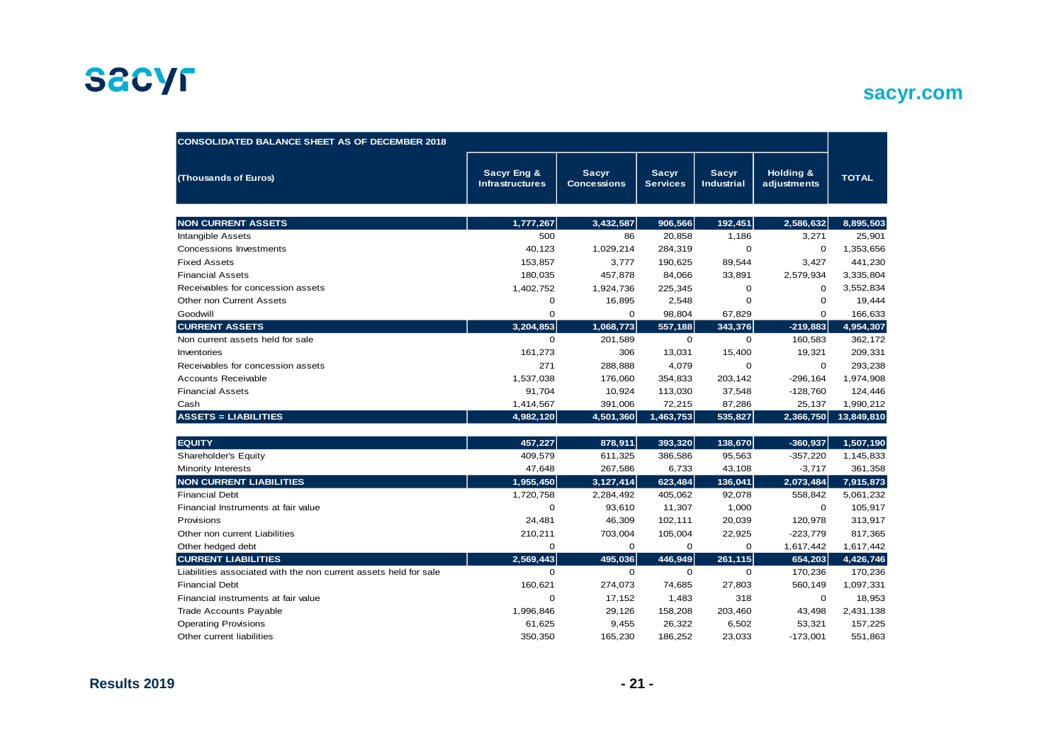| CONSOLIDATED BALANCE SHEET AS OF DECEMBER 2018 | | | | | | |
|---|---|---|---|---|---|---|
| (Thousands of Euros) | Sacyr Eng & Infrastructures | Sacyr Concessions | Sacyr Services | Sacyr Industrial | Holding & adjustments | TOTAL |
| **NON CURRENT ASSETS** | **1,777,267** | **3,432,587** | **906,566** | **192,451** | **2,586,632** | **8,895,503** |
| Intangible Assets | 500 | 86 | 20,858 | 1,186 | 3,271 | 25,901 |
| Concessions Investments | 40,123 | 1,029,214 | 284,319 | 0 | 0 | 1,353,656 |
| Fixed Assets | 153,857 | 3,777 | 190,625 | 89,544 | 3,427 | 441,230 |
| Financial Assets | 180,035 | 457,878 | 84,066 | 33,891 | 2,579,934 | 3,335,804 |
| Receivables for concession assets | 1,402,752 | 1,924,736 | 225,345 | 0 | 0 | 3,552,834 |
| Other non Current Assets | 0 | 16,895 | 2,548 | 0 | 0 | 19,444 |
| Goodwill | 0 | 0 | 98,804 | 67,829 | 0 | 166,633 |
| **CURRENT ASSETS** | **3,204,853** | **1,068,773** | **557,188** | **343,376** | **-219,883** | **4,954,307** |
| Non current assets held for sale | 0 | 201,589 | 0 | 0 | 160,583 | 362,172 |
| Inventories | 161,273 | 306 | 13,031 | 15,400 | 19,321 | 209,331 |
| Receivables for concession assets | 271 | 288,888 | 4,079 | 0 | 0 | 293,238 |
| Accounts Receivable | 1,537,038 | 176,060 | 354,833 | 203,142 | -296,164 | 1,974,908 |
| Financial Assets | 91,704 | 10,924 | 113,030 | 37,548 | -128,760 | 124,446 |
| Cash | 1,414,567 | 391,006 | 72,215 | 87,286 | 25,137 | 1,990,212 |
| **ASSETS = LIABILITIES** | **4,982,120** | **4,501,360** | **1,463,753** | **535,827** | **2,366,750** | **13,849,810** |
| | | | | | | |
| **EQUITY** | **457,227** | **878,911** | **393,320** | **138,670** | **-360,937** | **1,507,190** |
| Shareholder's Equity | 409,579 | 611,325 | 386,586 | 95,563 | -357,220 | 1,145,833 |
| Minority Interests | 47,648 | 267,586 | 6,733 | 43,108 | -3,717 | 361,358 |
| **NON CURRENT LIABILITIES** | **1,955,450** | **3,127,414** | **623,484** | **136,041** | **2,073,484** | **7,915,873** |
| Financial Debt | 1,720,758 | 2,284,492 | 405,062 | 92,078 | 558,842 | 5,061,232 |
| Financial Instruments at fair value | 0 | 93,610 | 11,307 | 1,000 | 0 | 105,917 |
| Provisions | 24,481 | 46,309 | 102,111 | 20,039 | 120,978 | 313,917 |
| Other non current Liabilities | 210,211 | 703,004 | 105,004 | 22,925 | -223,779 | 817,365 |
| Other hedged debt | 0 | 0 | 0 | 0 | 1,617,442 | 1,617,442 |
| **CURRENT LIABILITIES** | **2,569,443** | **495,036** | **446,949** | **261,115** | **654,203** | **4,426,746** |
| Liabilities associated with the non current assets held for sale | 0 | 0 | 0 | 0 | 170,236 | 170,236 |
| Financial Debt | 160,621 | 274,073 | 74,685 | 27,803 | 560,149 | 1,097,331 |
| Financial instruments at fair value | 0 | 17,152 | 1,483 | 318 | 0 | 18,953 |
| Trade Accounts Payable | 1,996,846 | 29,126 | 158,208 | 203,460 | 43,498 | 2,431,138 |
| Operating Provisions | 61,625 | 9,455 | 26,322 | 6,502 | 53,321 | 157,225 |
| Other current liabilities | 350,350 | 165,230 | 186,252 | 23,033 | -173,001 | 551,863 |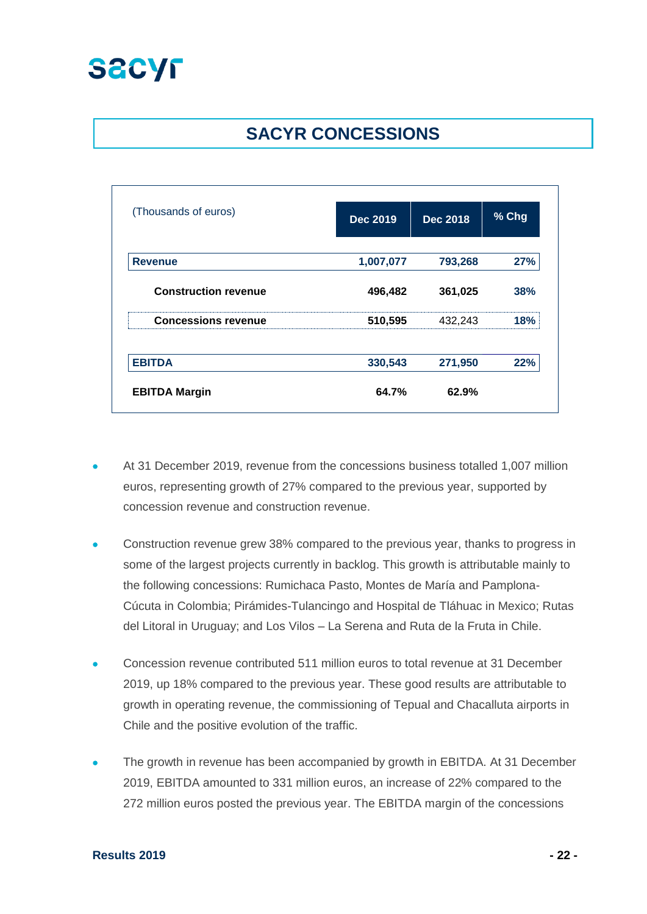# SACYR CONCESSIONS

| (Thousands of euros) | Dec 2019 | Dec 2018 | % Chg |
|---|---|---|---|
| **Revenue** | **1,007,077** | **793,268** | **27%** |
| **Construction revenue** | **496,482** | **361,025** | **38%** |
| **Concessions revenue** | **510,595** | 432,243 | **18%** |
| **EBITDA** | **330,543** | **271,950** | **22%** |
| **EBITDA Margin** | **64.7%** | **62.9%** | |

- At 31 December 2019, revenue from the concessions business totalled 1,007 million euros, representing growth of 27% compared to the previous year, supported by concession revenue and construction revenue.
- Construction revenue grew 38% compared to the previous year, thanks to progress in some of the largest projects currently in backlog. This growth is attributable mainly to the following concessions: Rumichaca Pasto, Montes de María and Pamplona-Cúcuta in Colombia; Pirámides-Tulancingo and Hospital de Tláhuac in Mexico; Rutas del Litoral in Uruguay; and Los Vilos – La Serena and Ruta de la Fruta in Chile.
- Concession revenue contributed 511 million euros to total revenue at 31 December 2019, up 18% compared to the previous year. These good results are attributable to growth in operating revenue, the commissioning of Tepual and Chacalluta airports in Chile and the positive evolution of the traffic.
- The growth in revenue has been accompanied by growth in EBITDA. At 31 December 2019, EBITDA amounted to 331 million euros, an increase of 22% compared to the 272 million euros posted the previous year. The EBITDA margin of the concessions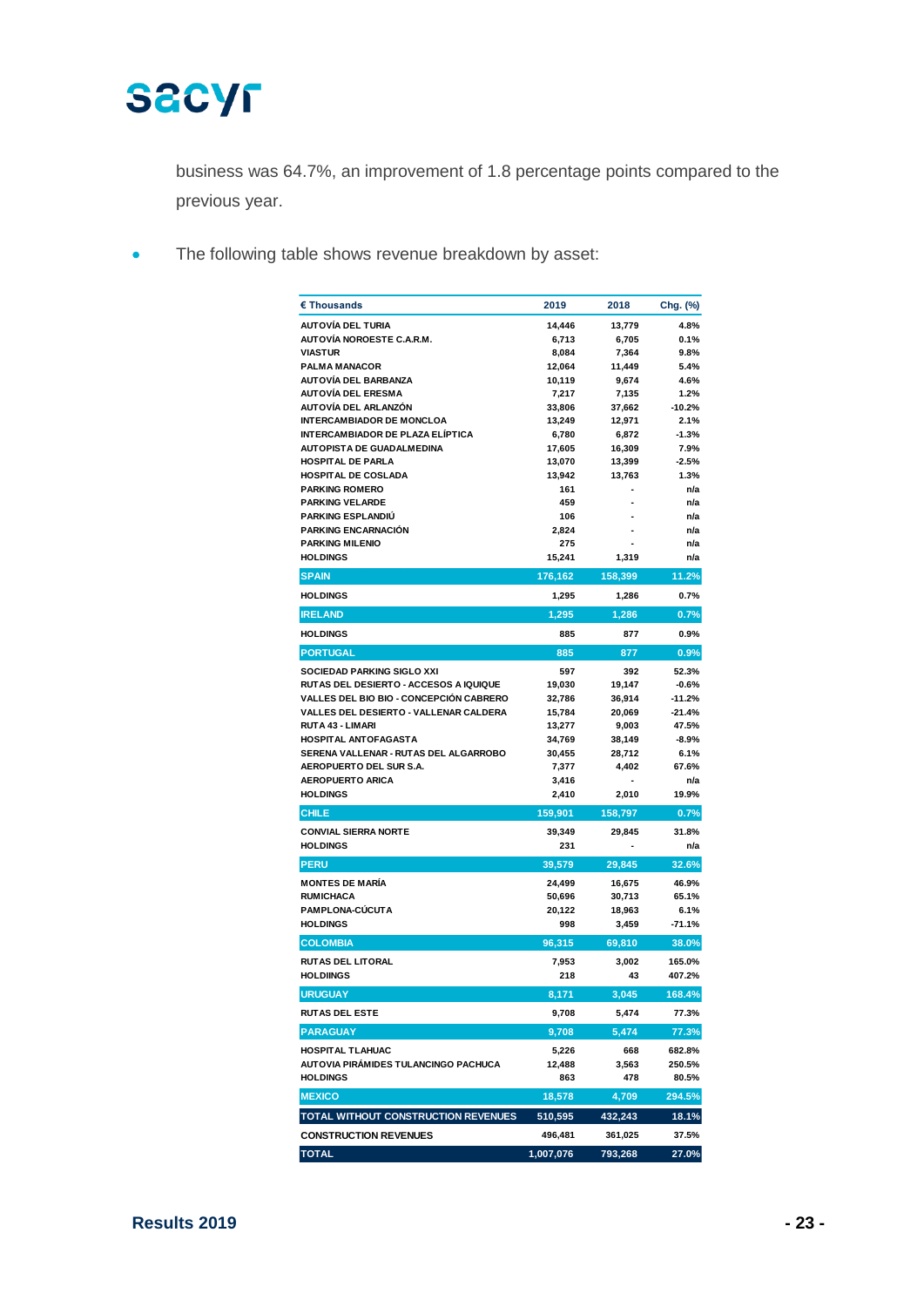business was 64.7%, an improvement of 1.8 percentage points compared to the previous year.

- The following table shows revenue breakdown by asset:

| € Thousands | 2019 | 2018 | Chg. (%) |
|---|---|---|---|
| AUTOVÍA DEL TURIA | 14,446 | 13,779 | 4.8% |
| AUTOVÍA NOROESTE C.A.R.M. | 6,713 | 6,705 | 0.1% |
| VIASTUR | 8,084 | 7,364 | 9.8% |
| PALMA MANACOR | 12,064 | 11,449 | 5.4% |
| AUTOVÍA DEL BARBANZA | 10,119 | 9,674 | 4.6% |
| AUTOVÍA DEL ERESMA | 7,217 | 7,135 | 1.2% |
| AUTOVÍA DEL ARLANZÓN | 33,806 | 37,662 | -10.2% |
| INTERCAMBIADOR DE MONCLOA | 13,249 | 12,971 | 2.1% |
| INTERCAMBIADOR DE PLAZA ELÍPTICA | 6,780 | 6,872 | -1.3% |
| AUTOPISTA DE GUADALMEDINA | 17,605 | 16,309 | 7.9% |
| HOSPITAL DE PARLA | 13,070 | 13,399 | -2.5% |
| HOSPITAL DE COSLADA | 13,942 | 13,763 | 1.3% |
| PARKING ROMERO | 161 | - | n/a |
| PARKING VELARDE | 459 | - | n/a |
| PARKING ESPLANDIÚ | 106 | - | n/a |
| PARKING ENCARNACIÓN | 2,824 | - | n/a |
| PARKING MILENIO | 275 | - | n/a |
| HOLDINGS | 15,241 | 1,319 | n/a |
| **SPAIN** | **176,162** | **158,399** | **11.2%** |
| HOLDINGS | 1,295 | 1,286 | 0.7% |
| **IRELAND** | **1,295** | **1,286** | **0.7%** |
| HOLDINGS | 885 | 877 | 0.9% |
| **PORTUGAL** | **885** | **877** | **0.9%** |
| SOCIEDAD PARKING SIGLO XXI | 597 | 392 | 52.3% |
| RUTAS DEL DESIERTO - ACCESOS A IQUIQUE | 19,030 | 19,147 | -0.6% |
| VALLES DEL BIO BIO - CONCEPCIÓN CABRERO | 32,786 | 36,914 | -11.2% |
| VALLES DEL DESIERTO - VALLENAR CALDERA | 15,784 | 20,069 | -21.4% |
| RUTA 43 - LIMARI | 13,277 | 9,003 | 47.5% |
| HOSPITAL ANTOFAGASTA | 34,769 | 38,149 | -8.9% |
| SERENA VALLENAR - RUTAS DEL ALGARROBO | 30,455 | 28,712 | 6.1% |
| AEROPUERTO DEL SUR S.A. | 7,377 | 4,402 | 67.6% |
| AEROPUERTO ARICA | 3,416 | - | n/a |
| HOLDINGS | 2,410 | 2,010 | 19.9% |
| **CHILE** | **159,901** | **158,797** | **0.7%** |
| CONVIAL SIERRA NORTE | 39,349 | 29,845 | 31.8% |
| HOLDINGS | 231 | - | n/a |
| **PERU** | **39,579** | **29,845** | **32.6%** |
| MONTES DE MARÍA | 24,499 | 16,675 | 46.9% |
| RUMICHACA | 50,696 | 30,713 | 65.1% |
| PAMPLONA-CÚCUTA | 20,122 | 18,963 | 6.1% |
| HOLDINGS | 998 | 3,459 | -71.1% |
| **COLOMBIA** | **96,315** | **69,810** | **38.0%** |
| RUTAS DEL LITORAL | 7,953 | 3,002 | 165.0% |
| HOLDIINGS | 218 | 43 | 407.2% |
| **URUGUAY** | **8,171** | **3,045** | **168.4%** |
| RUTAS DEL ESTE | 9,708 | 5,474 | 77.3% |
| **PARAGUAY** | **9,708** | **5,474** | **77.3%** |
| HOSPITAL TLAHUAC | 5,226 | 668 | 682.8% |
| AUTOVIA PIRÁMIDES TULANCINGO PACHUCA | 12,488 | 3,563 | 250.5% |
| HOLDINGS | 863 | 478 | 80.5% |
| **MEXICO** | **18,578** | **4,709** | **294.5%** |
| **TOTAL WITHOUT CONSTRUCTION REVENUES** | **510,595** | **432,243** | **18.1%** |
| CONSTRUCTION REVENUES | 496,481 | 361,025 | 37.5% |
| **TOTAL** | **1,007,076** | **793,268** | **27.0%** |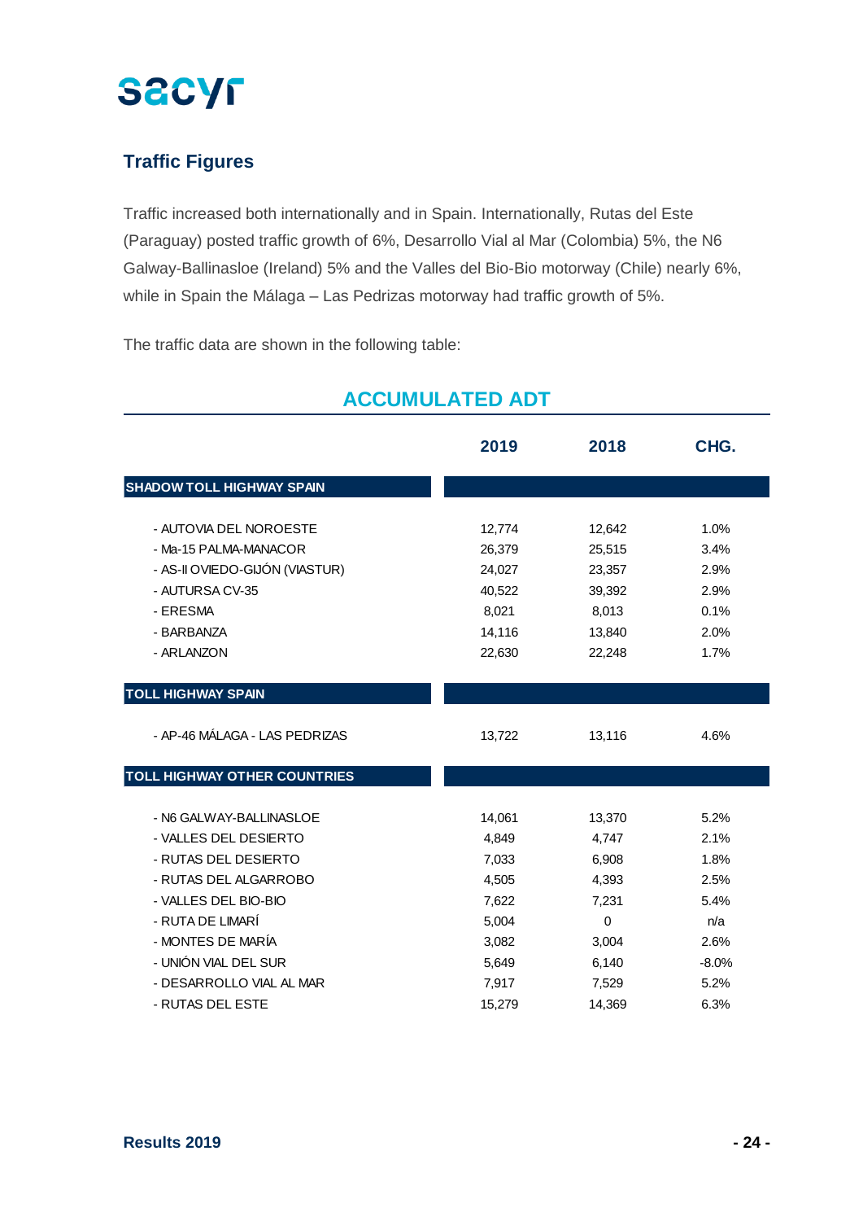## Traffic Figures

Traffic increased both internationally and in Spain. Internationally, Rutas del Este (Paraguay) posted traffic growth of 6%, Desarrollo Vial al Mar (Colombia) 5%, the N6 Galway-Ballinasloe (Ireland) 5% and the Valles del Bio-Bio motorway (Chile) nearly 6%, while in Spain the Málaga – Las Pedrizas motorway had traffic growth of 5%.

The traffic data are shown in the following table:

### ACCUMULATED ADT

| | 2019 | 2018 | CHG. |
|---|---|---|---|
| **SHADOW TOLL HIGHWAY SPAIN** | | | |
| - AUTOVIA DEL NOROESTE | 12,774 | 12,642 | 1.0% |
| - Ma-15 PALMA-MANACOR | 26,379 | 25,515 | 3.4% |
| - AS-II OVIEDO-GIJÓN (VIASTUR) | 24,027 | 23,357 | 2.9% |
| - AUTURSA CV-35 | 40,522 | 39,392 | 2.9% |
| - ERESMA | 8,021 | 8,013 | 0.1% |
| - BARBANZA | 14,116 | 13,840 | 2.0% |
| - ARLANZON | 22,630 | 22,248 | 1.7% |
| **TOLL HIGHWAY SPAIN** | | | |
| - AP-46 MÁLAGA - LAS PEDRIZAS | 13,722 | 13,116 | 4.6% |
| **TOLL HIGHWAY OTHER COUNTRIES** | | | |
| - N6 GALWAY-BALLINASLOE | 14,061 | 13,370 | 5.2% |
| - VALLES DEL DESIERTO | 4,849 | 4,747 | 2.1% |
| - RUTAS DEL DESIERTO | 7,033 | 6,908 | 1.8% |
| - RUTAS DEL ALGARROBO | 4,505 | 4,393 | 2.5% |
| - VALLES DEL BIO-BIO | 7,622 | 7,231 | 5.4% |
| - RUTA DE LIMARÍ | 5,004 | 0 | n/a |
| - MONTES DE MARÍA | 3,082 | 3,004 | 2.6% |
| - UNIÓN VIAL DEL SUR | 5,649 | 6,140 | -8.0% |
| - DESARROLLO VIAL AL MAR | 7,917 | 7,529 | 5.2% |
| - RUTAS DEL ESTE | 15,279 | 14,369 | 6.3% |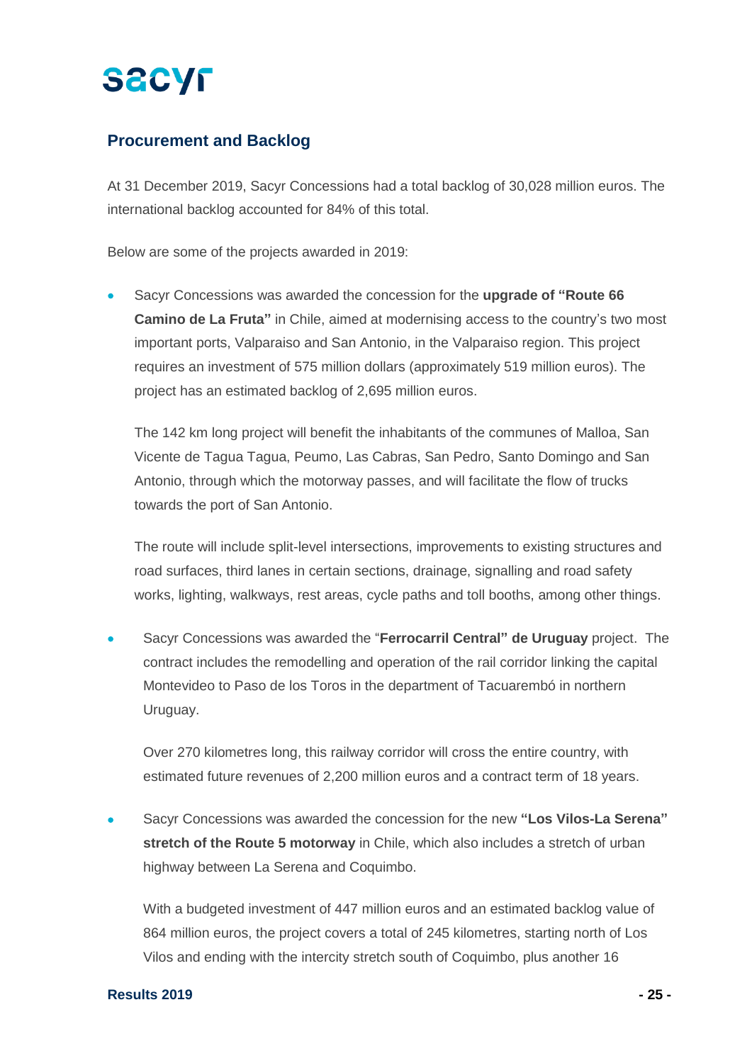## Procurement and Backlog

At 31 December 2019, Sacyr Concessions had a total backlog of 30,028 million euros. The international backlog accounted for 84% of this total.

Below are some of the projects awarded in 2019:

- Sacyr Concessions was awarded the concession for the **upgrade of "Route 66 Camino de La Fruta"** in Chile, aimed at modernising access to the country's two most important ports, Valparaiso and San Antonio, in the Valparaiso region. This project requires an investment of 575 million dollars (approximately 519 million euros). The project has an estimated backlog of 2,695 million euros.

  The 142 km long project will benefit the inhabitants of the communes of Malloa, San Vicente de Tagua Tagua, Peumo, Las Cabras, San Pedro, Santo Domingo and San Antonio, through which the motorway passes, and will facilitate the flow of trucks towards the port of San Antonio.

  The route will include split-level intersections, improvements to existing structures and road surfaces, third lanes in certain sections, drainage, signalling and road safety works, lighting, walkways, rest areas, cycle paths and toll booths, among other things.

- Sacyr Concessions was awarded the "**Ferrocarril Central" de Uruguay** project. The contract includes the remodelling and operation of the rail corridor linking the capital Montevideo to Paso de los Toros in the department of Tacuarembó in northern Uruguay.

  Over 270 kilometres long, this railway corridor will cross the entire country, with estimated future revenues of 2,200 million euros and a contract term of 18 years.

- Sacyr Concessions was awarded the concession for the new **"Los Vilos-La Serena" stretch of the Route 5 motorway** in Chile, which also includes a stretch of urban highway between La Serena and Coquimbo.

  With a budgeted investment of 447 million euros and an estimated backlog value of 864 million euros, the project covers a total of 245 kilometres, starting north of Los Vilos and ending with the intercity stretch south of Coquimbo, plus another 16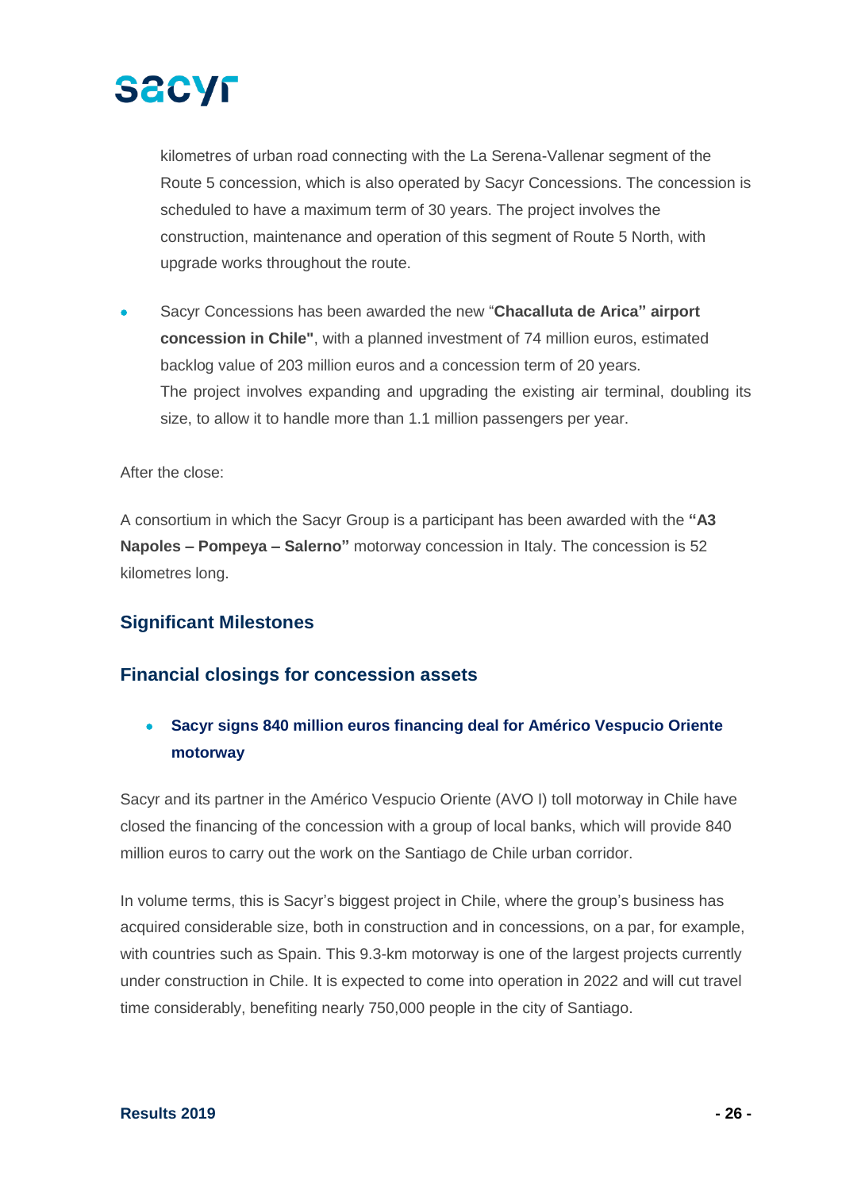kilometres of urban road connecting with the La Serena-Vallenar segment of the Route 5 concession, which is also operated by Sacyr Concessions. The concession is scheduled to have a maximum term of 30 years. The project involves the construction, maintenance and operation of this segment of Route 5 North, with upgrade works throughout the route.

- Sacyr Concessions has been awarded the new "**Chacalluta de Arica" airport concession in Chile"**, with a planned investment of 74 million euros, estimated backlog value of 203 million euros and a concession term of 20 years.
  The project involves expanding and upgrading the existing air terminal, doubling its size, to allow it to handle more than 1.1 million passengers per year.

After the close:

A consortium in which the Sacyr Group is a participant has been awarded with the **"A3 Napoles – Pompeya – Salerno"** motorway concession in Italy. The concession is 52 kilometres long.

## Significant Milestones

## Financial closings for concession assets

- **Sacyr signs 840 million euros financing deal for Américo Vespucio Oriente motorway**

Sacyr and its partner in the Américo Vespucio Oriente (AVO I) toll motorway in Chile have closed the financing of the concession with a group of local banks, which will provide 840 million euros to carry out the work on the Santiago de Chile urban corridor.

In volume terms, this is Sacyr's biggest project in Chile, where the group's business has acquired considerable size, both in construction and in concessions, on a par, for example, with countries such as Spain. This 9.3-km motorway is one of the largest projects currently under construction in Chile. It is expected to come into operation in 2022 and will cut travel time considerably, benefiting nearly 750,000 people in the city of Santiago.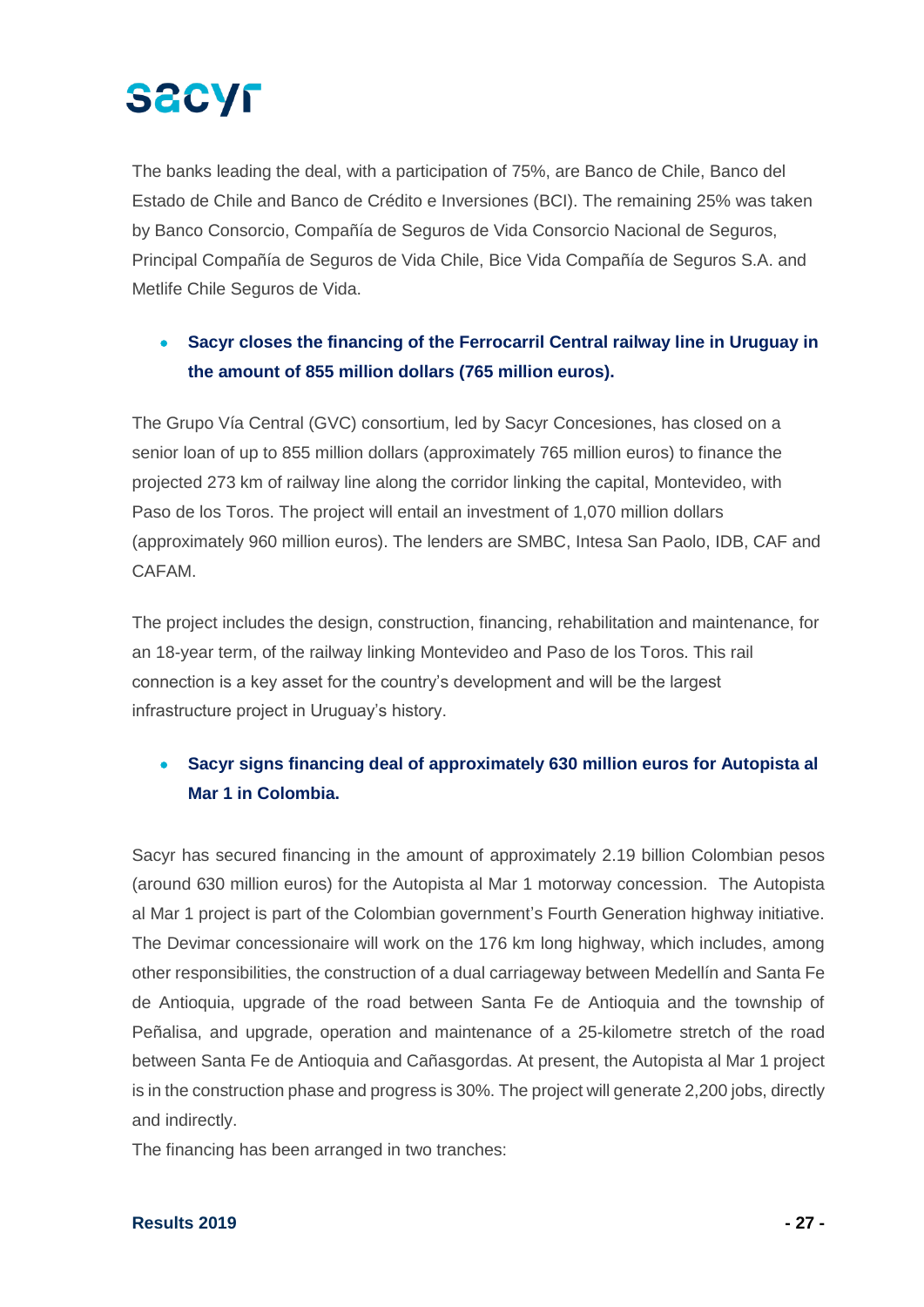The banks leading the deal, with a participation of 75%, are Banco de Chile, Banco del Estado de Chile and Banco de Crédito e Inversiones (BCI). The remaining 25% was taken by Banco Consorcio, Compañía de Seguros de Vida Consorcio Nacional de Seguros, Principal Compañía de Seguros de Vida Chile, Bice Vida Compañía de Seguros S.A. and Metlife Chile Seguros de Vida.

- **Sacyr closes the financing of the Ferrocarril Central railway line in Uruguay in the amount of 855 million dollars (765 million euros).**

The Grupo Vía Central (GVC) consortium, led by Sacyr Concesiones, has closed on a senior loan of up to 855 million dollars (approximately 765 million euros) to finance the projected 273 km of railway line along the corridor linking the capital, Montevideo, with Paso de los Toros. The project will entail an investment of 1,070 million dollars (approximately 960 million euros). The lenders are SMBC, Intesa San Paolo, IDB, CAF and CAFAM.

The project includes the design, construction, financing, rehabilitation and maintenance, for an 18-year term, of the railway linking Montevideo and Paso de los Toros. This rail connection is a key asset for the country's development and will be the largest infrastructure project in Uruguay's history.

- **Sacyr signs financing deal of approximately 630 million euros for Autopista al Mar 1 in Colombia.**

Sacyr has secured financing in the amount of approximately 2.19 billion Colombian pesos (around 630 million euros) for the Autopista al Mar 1 motorway concession. The Autopista al Mar 1 project is part of the Colombian government's Fourth Generation highway initiative. The Devimar concessionaire will work on the 176 km long highway, which includes, among other responsibilities, the construction of a dual carriageway between Medellín and Santa Fe de Antioquia, upgrade of the road between Santa Fe de Antioquia and the township of Peñalisa, and upgrade, operation and maintenance of a 25-kilometre stretch of the road between Santa Fe de Antioquia and Cañasgordas. At present, the Autopista al Mar 1 project is in the construction phase and progress is 30%. The project will generate 2,200 jobs, directly and indirectly.

The financing has been arranged in two tranches: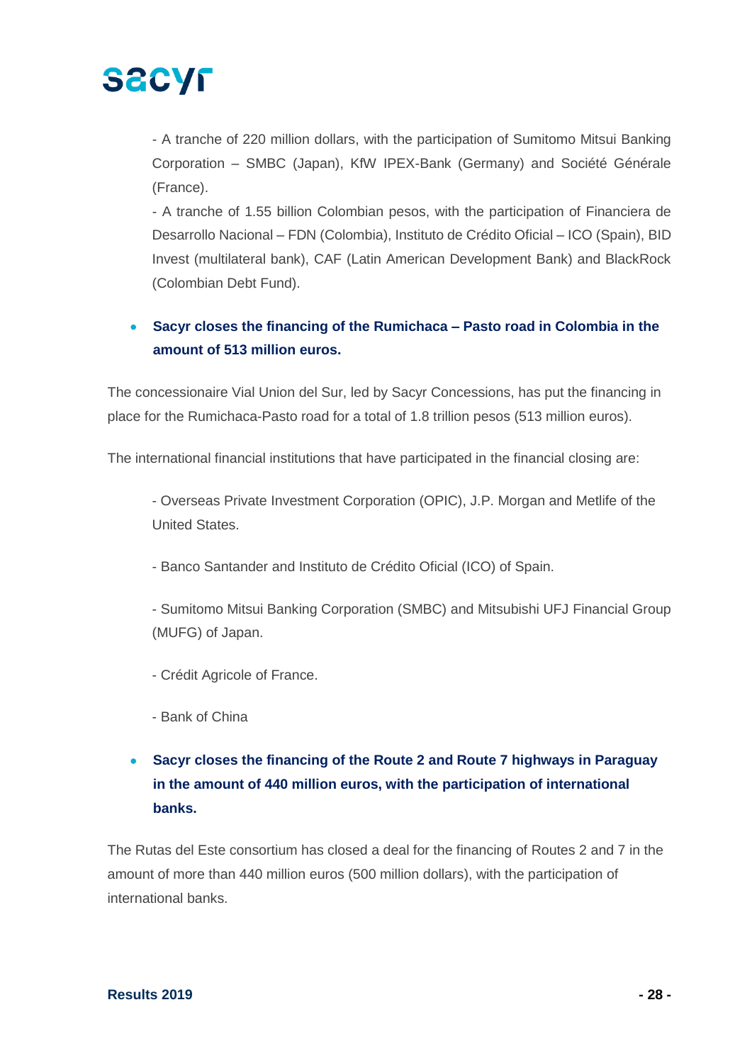- A tranche of 220 million dollars, with the participation of Sumitomo Mitsui Banking Corporation – SMBC (Japan), KfW IPEX-Bank (Germany) and Société Générale (France).

- A tranche of 1.55 billion Colombian pesos, with the participation of Financiera de Desarrollo Nacional – FDN (Colombia), Instituto de Crédito Oficial – ICO (Spain), BID Invest (multilateral bank), CAF (Latin American Development Bank) and BlackRock (Colombian Debt Fund).

- **Sacyr closes the financing of the Rumichaca – Pasto road in Colombia in the amount of 513 million euros.**

The concessionaire Vial Union del Sur, led by Sacyr Concessions, has put the financing in place for the Rumichaca-Pasto road for a total of 1.8 trillion pesos (513 million euros).

The international financial institutions that have participated in the financial closing are:

- Overseas Private Investment Corporation (OPIC), J.P. Morgan and Metlife of the United States.

- Banco Santander and Instituto de Crédito Oficial (ICO) of Spain.

- Sumitomo Mitsui Banking Corporation (SMBC) and Mitsubishi UFJ Financial Group (MUFG) of Japan.

- Crédit Agricole of France.

- Bank of China

- **Sacyr closes the financing of the Route 2 and Route 7 highways in Paraguay in the amount of 440 million euros, with the participation of international banks.**

The Rutas del Este consortium has closed a deal for the financing of Routes 2 and 7 in the amount of more than 440 million euros (500 million dollars), with the participation of international banks.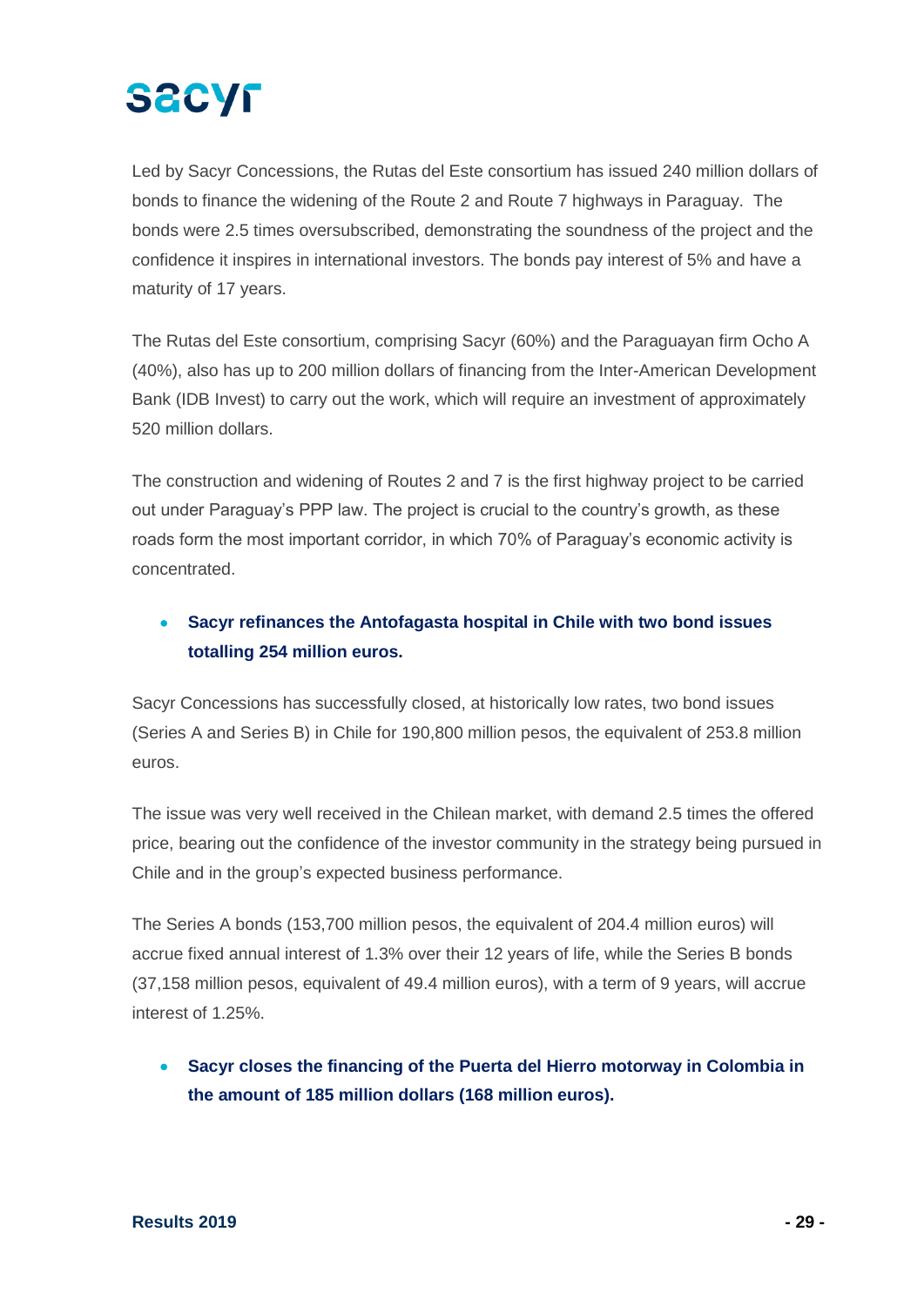Led by Sacyr Concessions, the Rutas del Este consortium has issued 240 million dollars of bonds to finance the widening of the Route 2 and Route 7 highways in Paraguay. The bonds were 2.5 times oversubscribed, demonstrating the soundness of the project and the confidence it inspires in international investors. The bonds pay interest of 5% and have a maturity of 17 years.

The Rutas del Este consortium, comprising Sacyr (60%) and the Paraguayan firm Ocho A (40%), also has up to 200 million dollars of financing from the Inter-American Development Bank (IDB Invest) to carry out the work, which will require an investment of approximately 520 million dollars.

The construction and widening of Routes 2 and 7 is the first highway project to be carried out under Paraguay's PPP law. The project is crucial to the country's growth, as these roads form the most important corridor, in which 70% of Paraguay's economic activity is concentrated.

- **Sacyr refinances the Antofagasta hospital in Chile with two bond issues totalling 254 million euros.**

Sacyr Concessions has successfully closed, at historically low rates, two bond issues (Series A and Series B) in Chile for 190,800 million pesos, the equivalent of 253.8 million euros.

The issue was very well received in the Chilean market, with demand 2.5 times the offered price, bearing out the confidence of the investor community in the strategy being pursued in Chile and in the group's expected business performance.

The Series A bonds (153,700 million pesos, the equivalent of 204.4 million euros) will accrue fixed annual interest of 1.3% over their 12 years of life, while the Series B bonds (37,158 million pesos, equivalent of 49.4 million euros), with a term of 9 years, will accrue interest of 1.25%.

- **Sacyr closes the financing of the Puerta del Hierro motorway in Colombia in the amount of 185 million dollars (168 million euros).**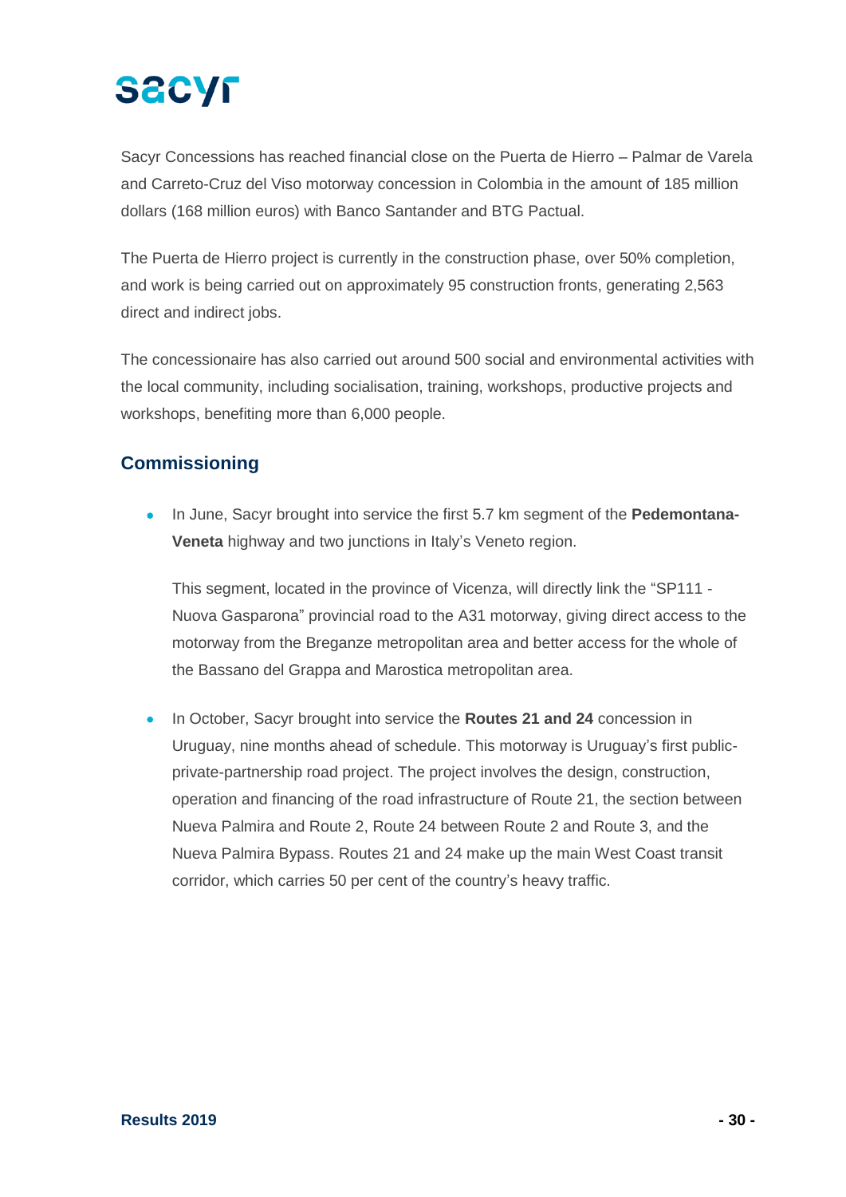Sacyr Concessions has reached financial close on the Puerta de Hierro – Palmar de Varela and Carreto-Cruz del Viso motorway concession in Colombia in the amount of 185 million dollars (168 million euros) with Banco Santander and BTG Pactual.

The Puerta de Hierro project is currently in the construction phase, over 50% completion, and work is being carried out on approximately 95 construction fronts, generating 2,563 direct and indirect jobs.

The concessionaire has also carried out around 500 social and environmental activities with the local community, including socialisation, training, workshops, productive projects and workshops, benefiting more than 6,000 people.

## Commissioning

- In June, Sacyr brought into service the first 5.7 km segment of the **Pedemontana-Veneta** highway and two junctions in Italy's Veneto region.

  This segment, located in the province of Vicenza, will directly link the "SP111 - Nuova Gasparona" provincial road to the A31 motorway, giving direct access to the motorway from the Breganze metropolitan area and better access for the whole of the Bassano del Grappa and Marostica metropolitan area.

- In October, Sacyr brought into service the **Routes 21 and 24** concession in Uruguay, nine months ahead of schedule. This motorway is Uruguay's first public-private-partnership road project. The project involves the design, construction, operation and financing of the road infrastructure of Route 21, the section between Nueva Palmira and Route 2, Route 24 between Route 2 and Route 3, and the Nueva Palmira Bypass. Routes 21 and 24 make up the main West Coast transit corridor, which carries 50 per cent of the country's heavy traffic.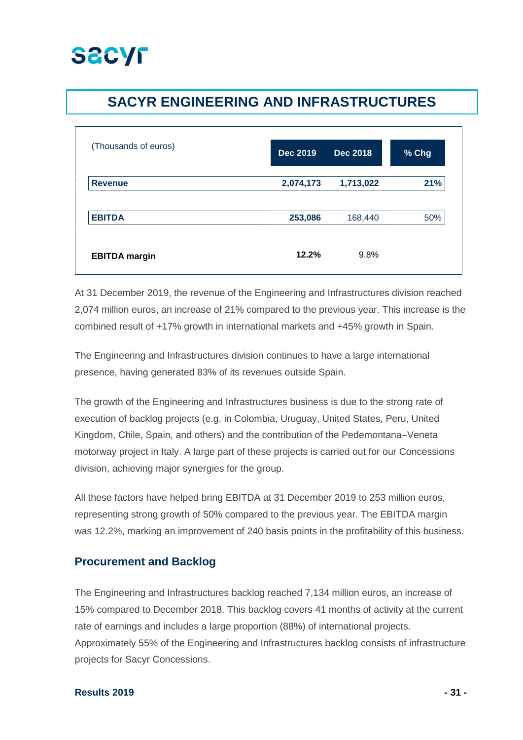# SACYR ENGINEERING AND INFRASTRUCTURES

| (Thousands of euros) | Dec 2019 | Dec 2018 | % Chg |
|---|---|---|---|
| **Revenue** | **2,074,173** | **1,713,022** | **21%** |
| **EBITDA** | **253,086** | 168,440 | 50% |
| **EBITDA margin** | **12.2%** | 9.8% | |

At 31 December 2019, the revenue of the Engineering and Infrastructures division reached 2,074 million euros, an increase of 21% compared to the previous year. This increase is the combined result of +17% growth in international markets and +45% growth in Spain.

The Engineering and Infrastructures division continues to have a large international presence, having generated 83% of its revenues outside Spain.

The growth of the Engineering and Infrastructures business is due to the strong rate of execution of backlog projects (e.g. in Colombia, Uruguay, United States, Peru, United Kingdom, Chile, Spain, and others) and the contribution of the Pedemontana–Veneta motorway project in Italy. A large part of these projects is carried out for our Concessions division, achieving major synergies for the group.

All these factors have helped bring EBITDA at 31 December 2019 to 253 million euros, representing strong growth of 50% compared to the previous year. The EBITDA margin was 12.2%, marking an improvement of 240 basis points in the profitability of this business.

## Procurement and Backlog

The Engineering and Infrastructures backlog reached 7,134 million euros, an increase of 15% compared to December 2018. This backlog covers 41 months of activity at the current rate of earnings and includes a large proportion (88%) of international projects. Approximately 55% of the Engineering and Infrastructures backlog consists of infrastructure projects for Sacyr Concessions.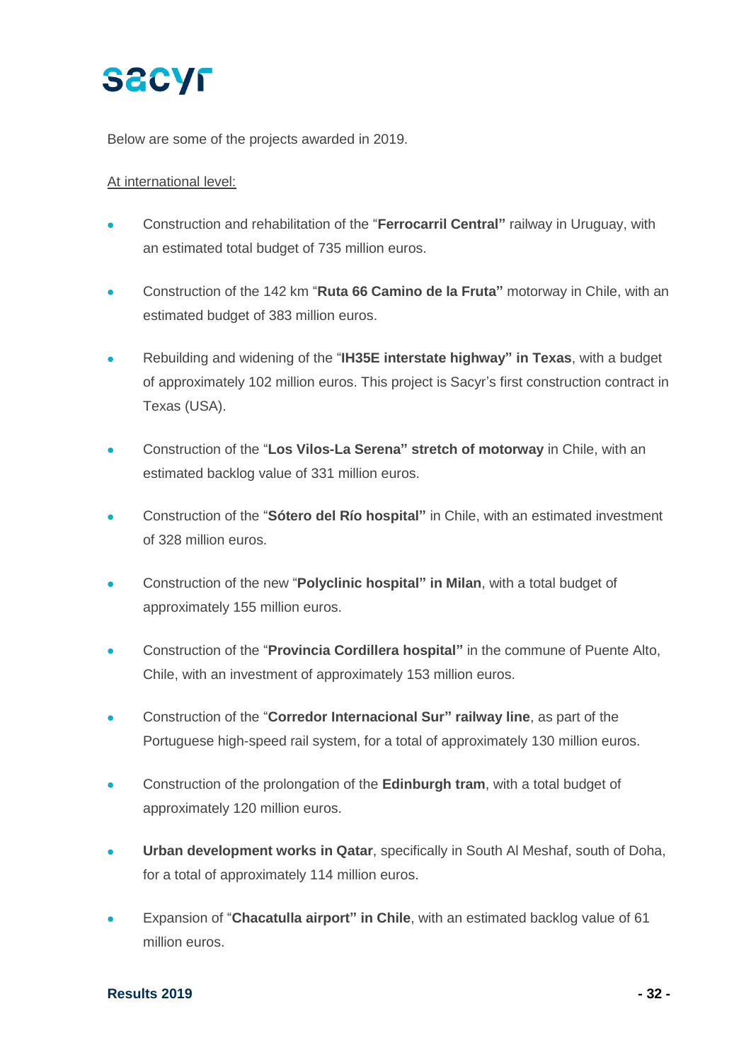Below are some of the projects awarded in 2019.

At international level:

- Construction and rehabilitation of the "**Ferrocarril Central"** railway in Uruguay, with an estimated total budget of 735 million euros.
- Construction of the 142 km "**Ruta 66 Camino de la Fruta"** motorway in Chile, with an estimated budget of 383 million euros.
- Rebuilding and widening of the "**IH35E interstate highway" in Texas**, with a budget of approximately 102 million euros. This project is Sacyr's first construction contract in Texas (USA).
- Construction of the "**Los Vilos-La Serena" stretch of motorway** in Chile, with an estimated backlog value of 331 million euros.
- Construction of the "**Sótero del Río hospital"** in Chile, with an estimated investment of 328 million euros.
- Construction of the new "**Polyclinic hospital" in Milan**, with a total budget of approximately 155 million euros.
- Construction of the "**Provincia Cordillera hospital"** in the commune of Puente Alto, Chile, with an investment of approximately 153 million euros.
- Construction of the "**Corredor Internacional Sur" railway line**, as part of the Portuguese high-speed rail system, for a total of approximately 130 million euros.
- Construction of the prolongation of the **Edinburgh tram**, with a total budget of approximately 120 million euros.
- **Urban development works in Qatar**, specifically in South Al Meshaf, south of Doha, for a total of approximately 114 million euros.
- Expansion of "**Chacatulla airport" in Chile**, with an estimated backlog value of 61 million euros.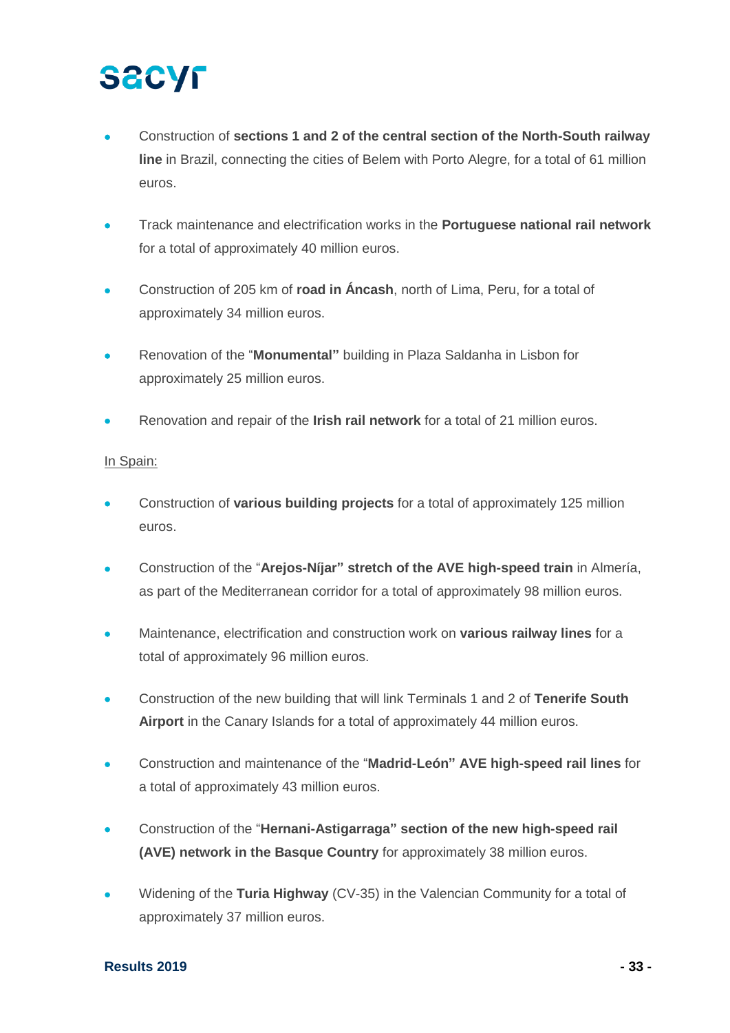- Construction of **sections 1 and 2 of the central section of the North-South railway line** in Brazil, connecting the cities of Belem with Porto Alegre, for a total of 61 million euros.

- Track maintenance and electrification works in the **Portuguese national rail network** for a total of approximately 40 million euros.

- Construction of 205 km of **road in Áncash**, north of Lima, Peru, for a total of approximately 34 million euros.

- Renovation of the "**Monumental"** building in Plaza Saldanha in Lisbon for approximately 25 million euros.

- Renovation and repair of the **Irish rail network** for a total of 21 million euros.

In Spain:

- Construction of **various building projects** for a total of approximately 125 million euros.

- Construction of the "**Arejos-Níjar" stretch of the AVE high-speed train** in Almería, as part of the Mediterranean corridor for a total of approximately 98 million euros.

- Maintenance, electrification and construction work on **various railway lines** for a total of approximately 96 million euros.

- Construction of the new building that will link Terminals 1 and 2 of **Tenerife South Airport** in the Canary Islands for a total of approximately 44 million euros.

- Construction and maintenance of the "**Madrid-León" AVE high-speed rail lines** for a total of approximately 43 million euros.

- Construction of the "**Hernani-Astigarraga" section of the new high-speed rail (AVE) network in the Basque Country** for approximately 38 million euros.

- Widening of the **Turia Highway** (CV-35) in the Valencian Community for a total of approximately 37 million euros.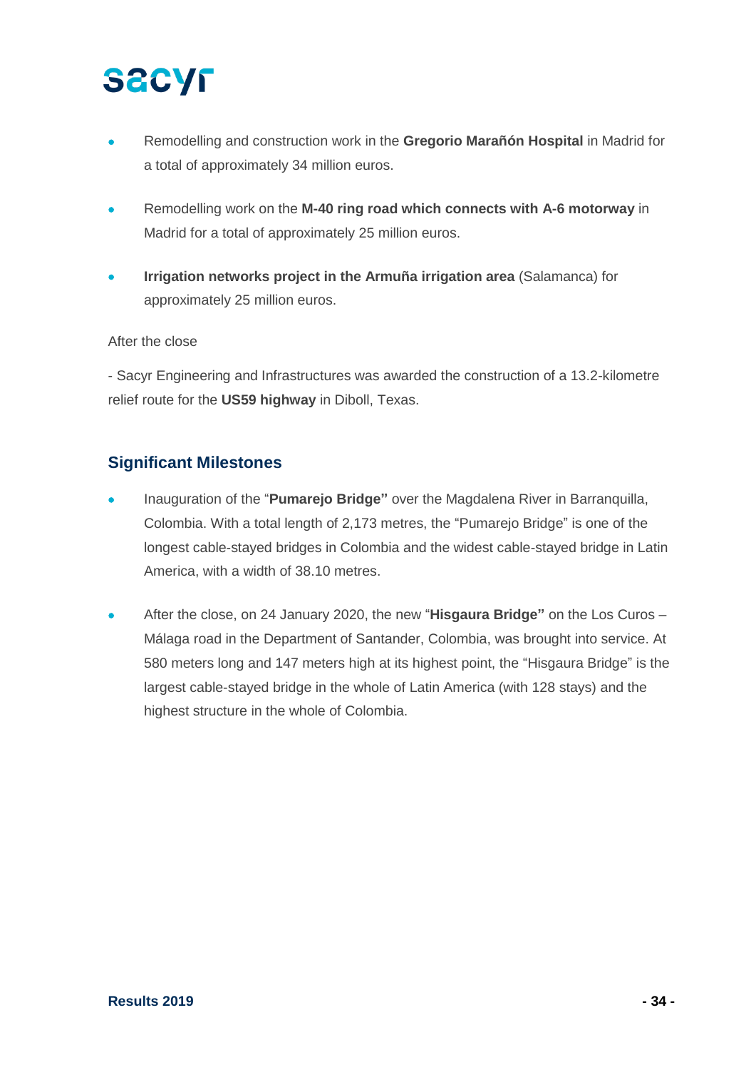- Remodelling and construction work in the **Gregorio Marañón Hospital** in Madrid for a total of approximately 34 million euros.

- Remodelling work on the **M-40 ring road which connects with A-6 motorway** in Madrid for a total of approximately 25 million euros.

- **Irrigation networks project in the Armuña irrigation area** (Salamanca) for approximately 25 million euros.

After the close

- Sacyr Engineering and Infrastructures was awarded the construction of a 13.2-kilometre relief route for the **US59 highway** in Diboll, Texas.

## Significant Milestones

- Inauguration of the "**Pumarejo Bridge"** over the Magdalena River in Barranquilla, Colombia. With a total length of 2,173 metres, the "Pumarejo Bridge" is one of the longest cable-stayed bridges in Colombia and the widest cable-stayed bridge in Latin America, with a width of 38.10 metres.

- After the close, on 24 January 2020, the new "**Hisgaura Bridge"** on the Los Curos – Málaga road in the Department of Santander, Colombia, was brought into service. At 580 meters long and 147 meters high at its highest point, the "Hisgaura Bridge" is the largest cable-stayed bridge in the whole of Latin America (with 128 stays) and the highest structure in the whole of Colombia.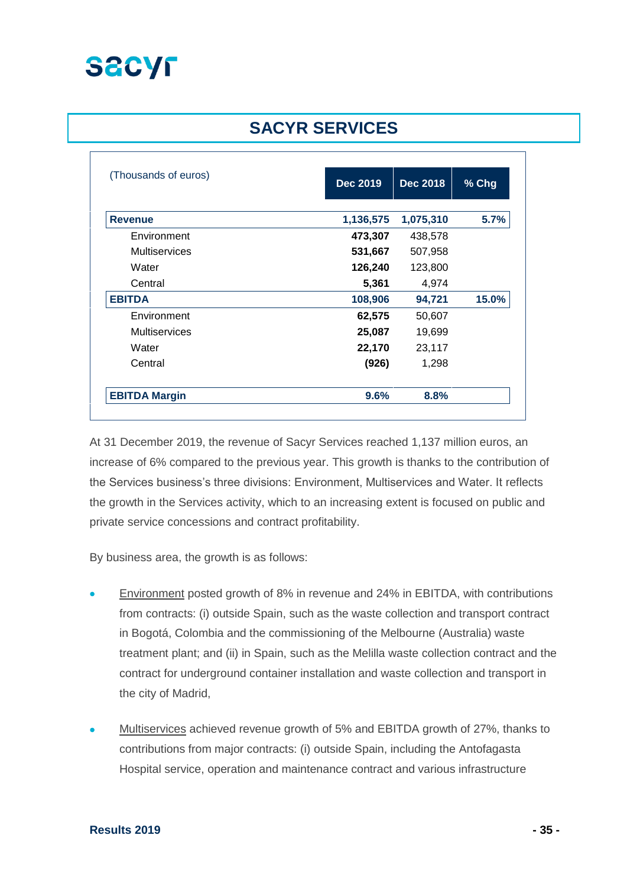# SACYR SERVICES

| (Thousands of euros) | Dec 2019 | Dec 2018 | % Chg |
|---|---|---|---|
| **Revenue** | **1,136,575** | **1,075,310** | **5.7%** |
| Environment | **473,307** | 438,578 | |
| Multiservices | **531,667** | 507,958 | |
| Water | **126,240** | 123,800 | |
| Central | **5,361** | 4,974 | |
| **EBITDA** | **108,906** | **94,721** | **15.0%** |
| Environment | **62,575** | 50,607 | |
| Multiservices | **25,087** | 19,699 | |
| Water | **22,170** | 23,117 | |
| Central | **(926)** | 1,298 | |
| **EBITDA Margin** | **9.6%** | **8.8%** | |

At 31 December 2019, the revenue of Sacyr Services reached 1,137 million euros, an increase of 6% compared to the previous year. This growth is thanks to the contribution of the Services business's three divisions: Environment, Multiservices and Water. It reflects the growth in the Services activity, which to an increasing extent is focused on public and private service concessions and contract profitability.

By business area, the growth is as follows:

- Environment posted growth of 8% in revenue and 24% in EBITDA, with contributions from contracts: (i) outside Spain, such as the waste collection and transport contract in Bogotá, Colombia and the commissioning of the Melbourne (Australia) waste treatment plant; and (ii) in Spain, such as the Melilla waste collection contract and the contract for underground container installation and waste collection and transport in the city of Madrid,

- Multiservices achieved revenue growth of 5% and EBITDA growth of 27%, thanks to contributions from major contracts: (i) outside Spain, including the Antofagasta Hospital service, operation and maintenance contract and various infrastructure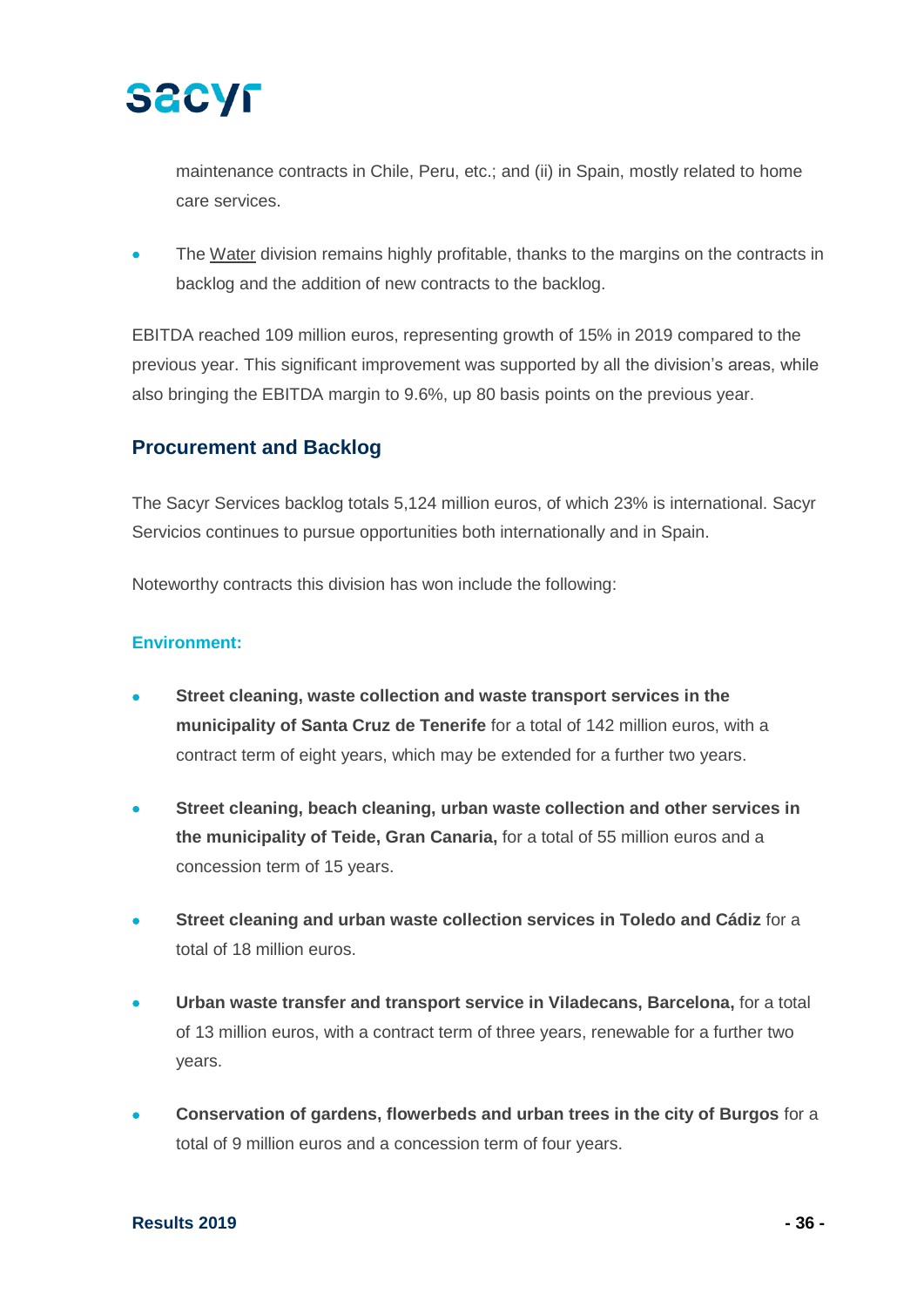maintenance contracts in Chile, Peru, etc.; and (ii) in Spain, mostly related to home care services.

- The Water division remains highly profitable, thanks to the margins on the contracts in backlog and the addition of new contracts to the backlog.

EBITDA reached 109 million euros, representing growth of 15% in 2019 compared to the previous year. This significant improvement was supported by all the division's areas, while also bringing the EBITDA margin to 9.6%, up 80 basis points on the previous year.

## Procurement and Backlog

The Sacyr Services backlog totals 5,124 million euros, of which 23% is international. Sacyr Servicios continues to pursue opportunities both internationally and in Spain.

Noteworthy contracts this division has won include the following:

### Environment:

- **Street cleaning, waste collection and waste transport services in the municipality of Santa Cruz de Tenerife** for a total of 142 million euros, with a contract term of eight years, which may be extended for a further two years.
- **Street cleaning, beach cleaning, urban waste collection and other services in the municipality of Teide, Gran Canaria,** for a total of 55 million euros and a concession term of 15 years.
- **Street cleaning and urban waste collection services in Toledo and Cádiz** for a total of 18 million euros.
- **Urban waste transfer and transport service in Viladecans, Barcelona,** for a total of 13 million euros, with a contract term of three years, renewable for a further two years.
- **Conservation of gardens, flowerbeds and urban trees in the city of Burgos** for a total of 9 million euros and a concession term of four years.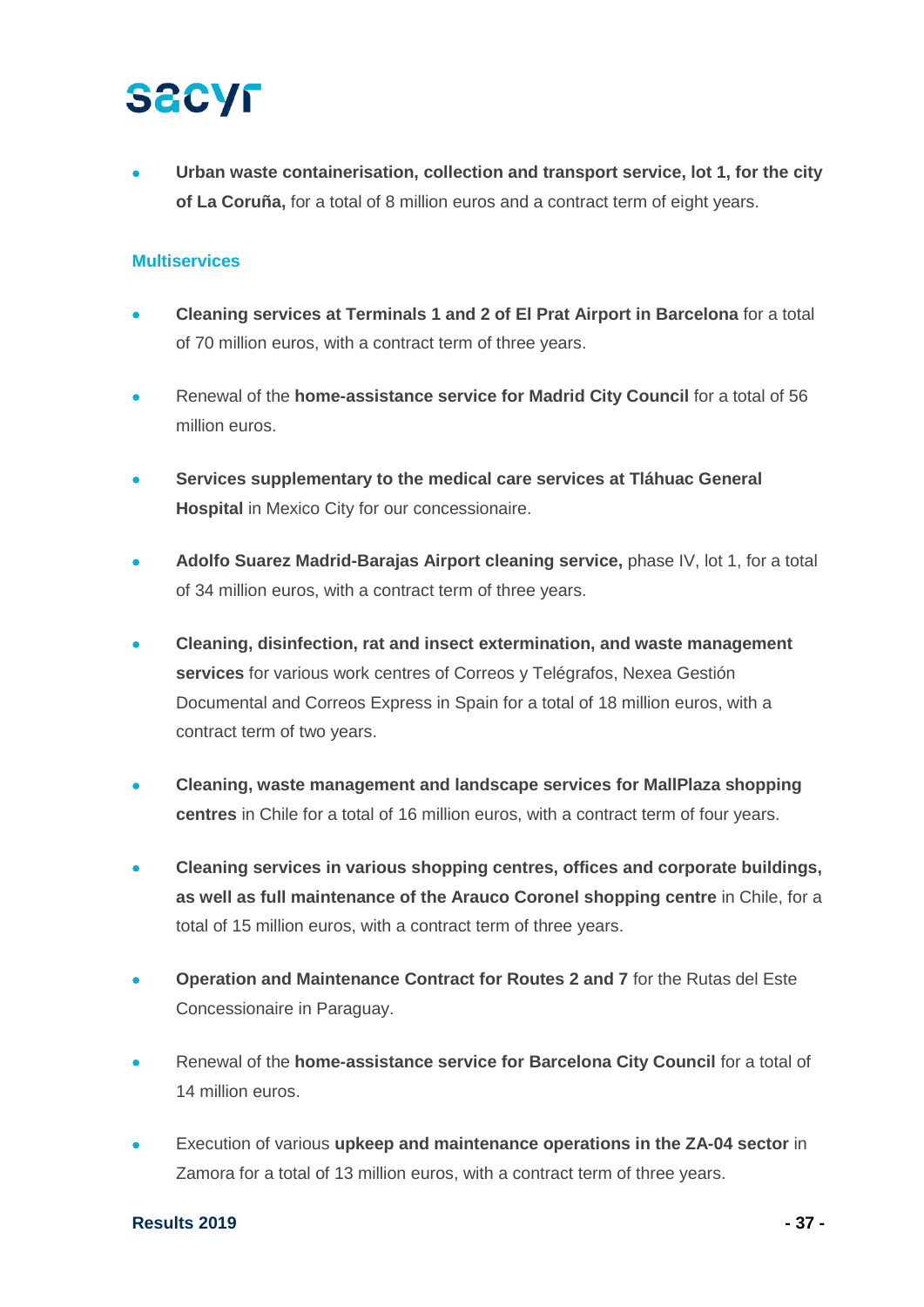- **Urban waste containerisation, collection and transport service, lot 1, for the city of La Coruña,** for a total of 8 million euros and a contract term of eight years.

### Multiservices

- **Cleaning services at Terminals 1 and 2 of El Prat Airport in Barcelona** for a total of 70 million euros, with a contract term of three years.

- Renewal of the **home-assistance service for Madrid City Council** for a total of 56 million euros.

- **Services supplementary to the medical care services at Tláhuac General Hospital** in Mexico City for our concessionaire.

- **Adolfo Suarez Madrid-Barajas Airport cleaning service,** phase IV, lot 1, for a total of 34 million euros, with a contract term of three years.

- **Cleaning, disinfection, rat and insect extermination, and waste management services** for various work centres of Correos y Telégrafos, Nexea Gestión Documental and Correos Express in Spain for a total of 18 million euros, with a contract term of two years.

- **Cleaning, waste management and landscape services for MallPlaza shopping centres** in Chile for a total of 16 million euros, with a contract term of four years.

- **Cleaning services in various shopping centres, offices and corporate buildings, as well as full maintenance of the Arauco Coronel shopping centre** in Chile, for a total of 15 million euros, with a contract term of three years.

- **Operation and Maintenance Contract for Routes 2 and 7** for the Rutas del Este Concessionaire in Paraguay.

- Renewal of the **home-assistance service for Barcelona City Council** for a total of 14 million euros.

- Execution of various **upkeep and maintenance operations in the ZA-04 sector** in Zamora for a total of 13 million euros, with a contract term of three years.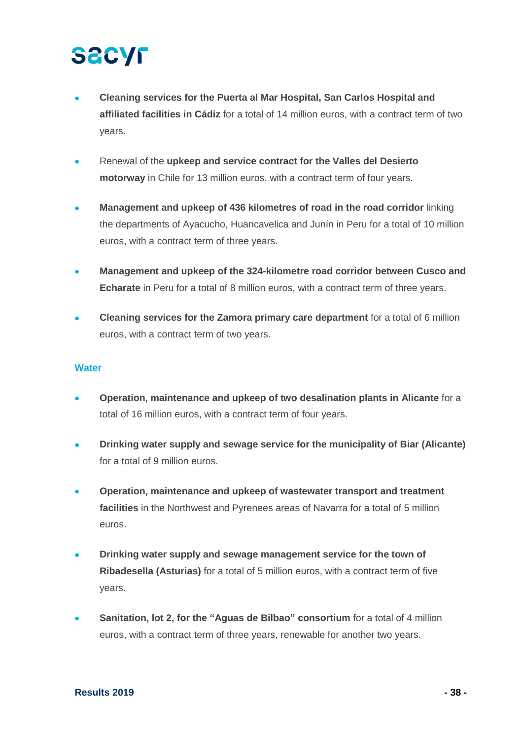- **Cleaning services for the Puerta al Mar Hospital, San Carlos Hospital and affiliated facilities in Cádiz** for a total of 14 million euros, with a contract term of two years.

- Renewal of the **upkeep and service contract for the Valles del Desierto motorway** in Chile for 13 million euros, with a contract term of four years.

- **Management and upkeep of 436 kilometres of road in the road corridor** linking the departments of Ayacucho, Huancavelica and Junín in Peru for a total of 10 million euros, with a contract term of three years.

- **Management and upkeep of the 324-kilometre road corridor between Cusco and Echarate** in Peru for a total of 8 million euros, with a contract term of three years.

- **Cleaning services for the Zamora primary care department** for a total of 6 million euros, with a contract term of two years.

### Water

- **Operation, maintenance and upkeep of two desalination plants in Alicante** for a total of 16 million euros, with a contract term of four years.

- **Drinking water supply and sewage service for the municipality of Biar (Alicante)** for a total of 9 million euros.

- **Operation, maintenance and upkeep of wastewater transport and treatment facilities** in the Northwest and Pyrenees areas of Navarra for a total of 5 million euros.

- **Drinking water supply and sewage management service for the town of Ribadesella (Asturias)** for a total of 5 million euros, with a contract term of five years.

- **Sanitation, lot 2, for the "Aguas de Bilbao" consortium** for a total of 4 million euros, with a contract term of three years, renewable for another two years.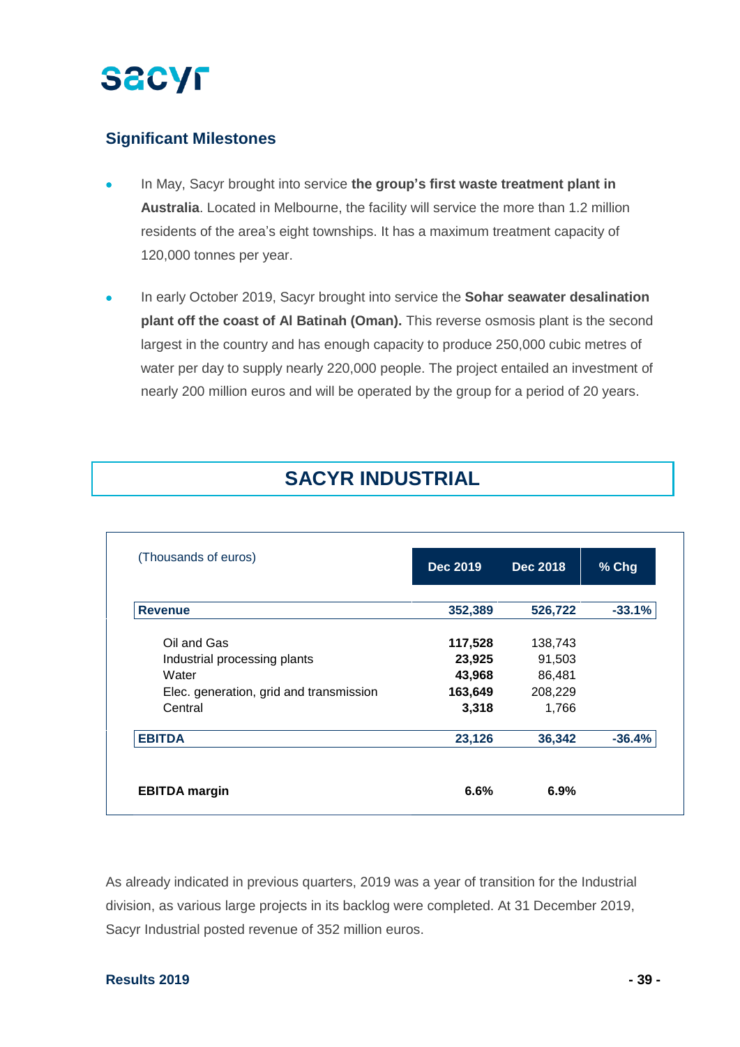## Significant Milestones

- In May, Sacyr brought into service **the group's first waste treatment plant in Australia**. Located in Melbourne, the facility will service the more than 1.2 million residents of the area's eight townships. It has a maximum treatment capacity of 120,000 tonnes per year.

- In early October 2019, Sacyr brought into service the **Sohar seawater desalination plant off the coast of Al Batinah (Oman).** This reverse osmosis plant is the second largest in the country and has enough capacity to produce 250,000 cubic metres of water per day to supply nearly 220,000 people. The project entailed an investment of nearly 200 million euros and will be operated by the group for a period of 20 years.

# SACYR INDUSTRIAL

| (Thousands of euros) | Dec 2019 | Dec 2018 | % Chg |
|---|---|---|---|
| **Revenue** | **352,389** | **526,722** | **-33.1%** |
| Oil and Gas | **117,528** | 138,743 | |
| Industrial processing plants | **23,925** | 91,503 | |
| Water | **43,968** | 86,481 | |
| Elec. generation, grid and transmission | **163,649** | 208,229 | |
| Central | **3,318** | 1,766 | |
| **EBITDA** | **23,126** | **36,342** | **-36.4%** |
| **EBITDA margin** | **6.6%** | **6.9%** | |

As already indicated in previous quarters, 2019 was a year of transition for the Industrial division, as various large projects in its backlog were completed. At 31 December 2019, Sacyr Industrial posted revenue of 352 million euros.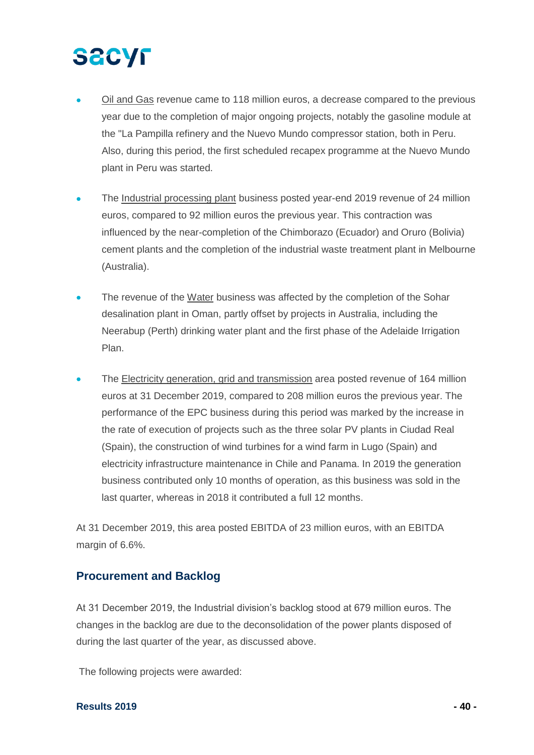- Oil and Gas revenue came to 118 million euros, a decrease compared to the previous year due to the completion of major ongoing projects, notably the gasoline module at the "La Pampilla refinery and the Nuevo Mundo compressor station, both in Peru. Also, during this period, the first scheduled recapex programme at the Nuevo Mundo plant in Peru was started.

- The Industrial processing plant business posted year-end 2019 revenue of 24 million euros, compared to 92 million euros the previous year. This contraction was influenced by the near-completion of the Chimborazo (Ecuador) and Oruro (Bolivia) cement plants and the completion of the industrial waste treatment plant in Melbourne (Australia).

- The revenue of the Water business was affected by the completion of the Sohar desalination plant in Oman, partly offset by projects in Australia, including the Neerabup (Perth) drinking water plant and the first phase of the Adelaide Irrigation Plan.

- The Electricity generation, grid and transmission area posted revenue of 164 million euros at 31 December 2019, compared to 208 million euros the previous year. The performance of the EPC business during this period was marked by the increase in the rate of execution of projects such as the three solar PV plants in Ciudad Real (Spain), the construction of wind turbines for a wind farm in Lugo (Spain) and electricity infrastructure maintenance in Chile and Panama. In 2019 the generation business contributed only 10 months of operation, as this business was sold in the last quarter, whereas in 2018 it contributed a full 12 months.

At 31 December 2019, this area posted EBITDA of 23 million euros, with an EBITDA margin of 6.6%.

## Procurement and Backlog

At 31 December 2019, the Industrial division's backlog stood at 679 million euros. The changes in the backlog are due to the deconsolidation of the power plants disposed of during the last quarter of the year, as discussed above.

The following projects were awarded: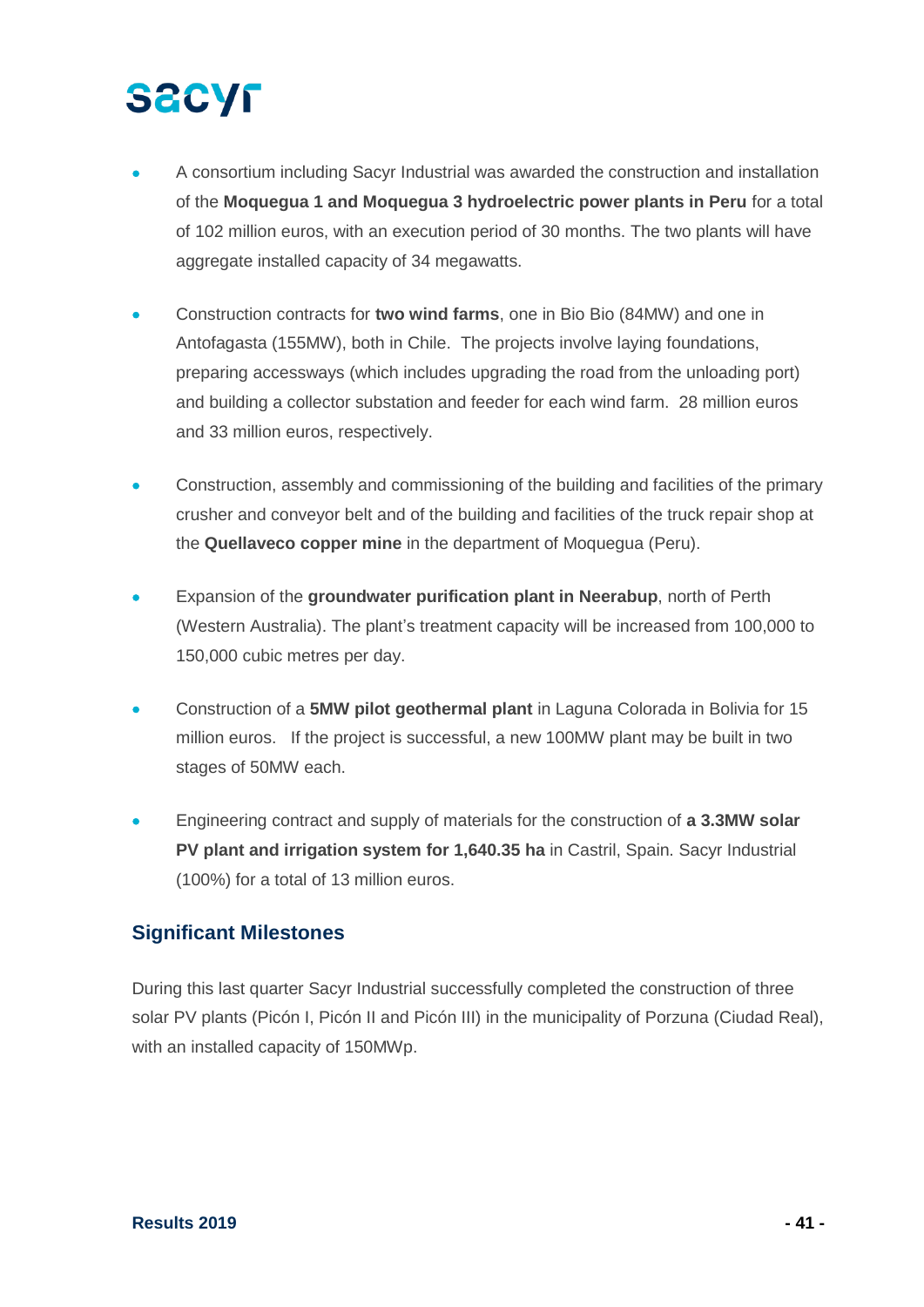- A consortium including Sacyr Industrial was awarded the construction and installation of the **Moquegua 1 and Moquegua 3 hydroelectric power plants in Peru** for a total of 102 million euros, with an execution period of 30 months. The two plants will have aggregate installed capacity of 34 megawatts.

- Construction contracts for **two wind farms**, one in Bio Bio (84MW) and one in Antofagasta (155MW), both in Chile. The projects involve laying foundations, preparing accessways (which includes upgrading the road from the unloading port) and building a collector substation and feeder for each wind farm. 28 million euros and 33 million euros, respectively.

- Construction, assembly and commissioning of the building and facilities of the primary crusher and conveyor belt and of the building and facilities of the truck repair shop at the **Quellaveco copper mine** in the department of Moquegua (Peru).

- Expansion of the **groundwater purification plant in Neerabup**, north of Perth (Western Australia). The plant's treatment capacity will be increased from 100,000 to 150,000 cubic metres per day.

- Construction of a **5MW pilot geothermal plant** in Laguna Colorada in Bolivia for 15 million euros. If the project is successful, a new 100MW plant may be built in two stages of 50MW each.

- Engineering contract and supply of materials for the construction of **a 3.3MW solar PV plant and irrigation system for 1,640.35 ha** in Castril, Spain. Sacyr Industrial (100%) for a total of 13 million euros.

## Significant Milestones

During this last quarter Sacyr Industrial successfully completed the construction of three solar PV plants (Picón I, Picón II and Picón III) in the municipality of Porzuna (Ciudad Real), with an installed capacity of 150MWp.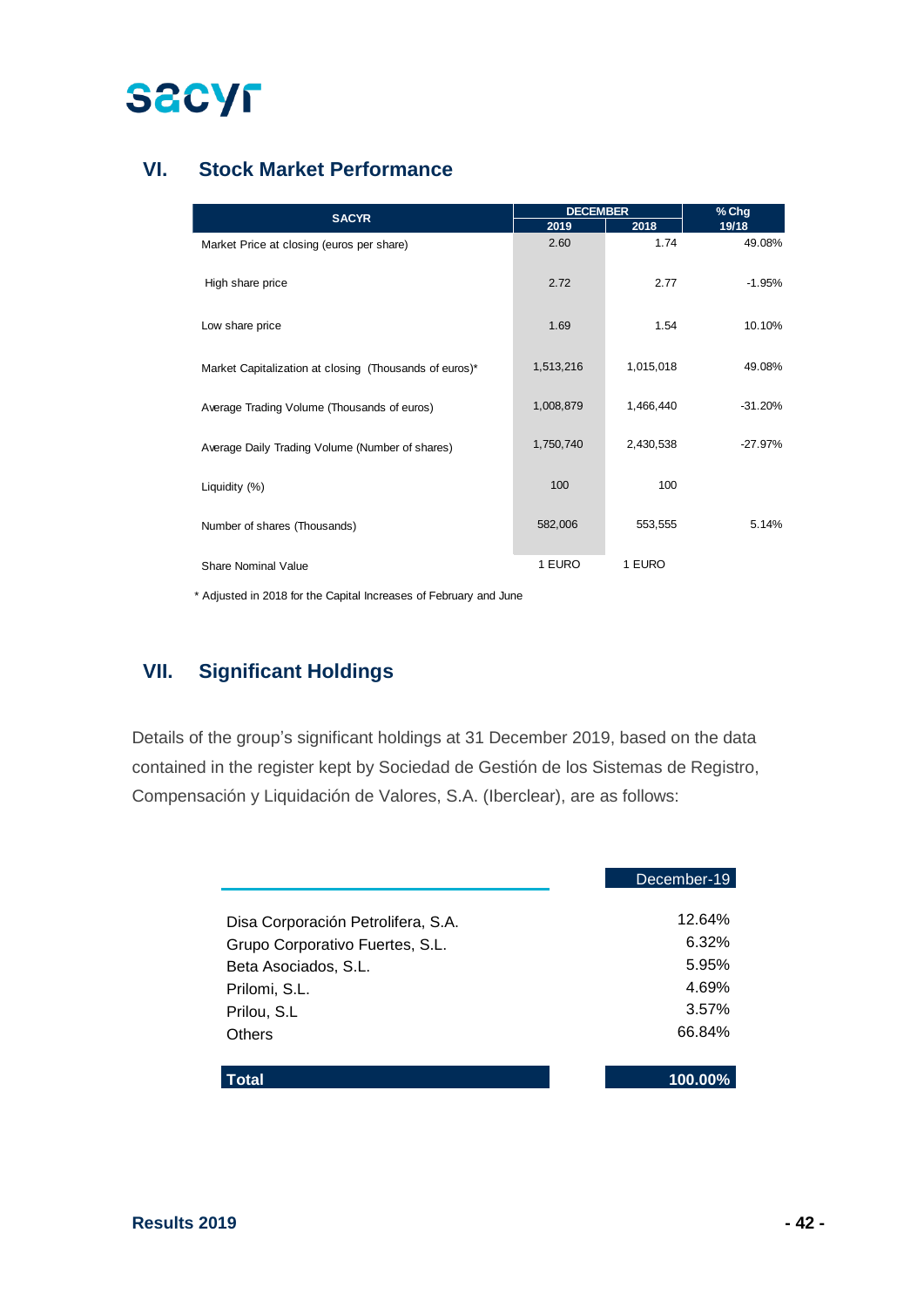## VI. Stock Market Performance

| SACYR | DECEMBER | | % Chg |
|---|---|---|---|
| | 2019 | 2018 | 19/18 |
| Market Price at closing (euros per share) | 2.60 | 1.74 | 49.08% |
| High share price | 2.72 | 2.77 | -1.95% |
| Low share price | 1.69 | 1.54 | 10.10% |
| Market Capitalization at closing (Thousands of euros)* | 1,513,216 | 1,015,018 | 49.08% |
| Average Trading Volume (Thousands of euros) | 1,008,879 | 1,466,440 | -31.20% |
| Average Daily Trading Volume (Number of shares) | 1,750,740 | 2,430,538 | -27.97% |
| Liquidity (%) | 100 | 100 | |
| Number of shares (Thousands) | 582,006 | 553,555 | 5.14% |
| Share Nominal Value | 1 EURO | 1 EURO | |

\* Adjusted in 2018 for the Capital Increases of February and June

## VII. Significant Holdings

Details of the group's significant holdings at 31 December 2019, based on the data contained in the register kept by Sociedad de Gestión de los Sistemas de Registro, Compensación y Liquidación de Valores, S.A. (Iberclear), are as follows:

| | December-19 |
|---|---|
| Disa Corporación Petrolifera, S.A. | 12.64% |
| Grupo Corporativo Fuertes, S.L. | 6.32% |
| Beta Asociados, S.L. | 5.95% |
| Prilomi, S.L. | 4.69% |
| Prilou, S.L | 3.57% |
| Others | 66.84% |
| **Total** | **100.00%** |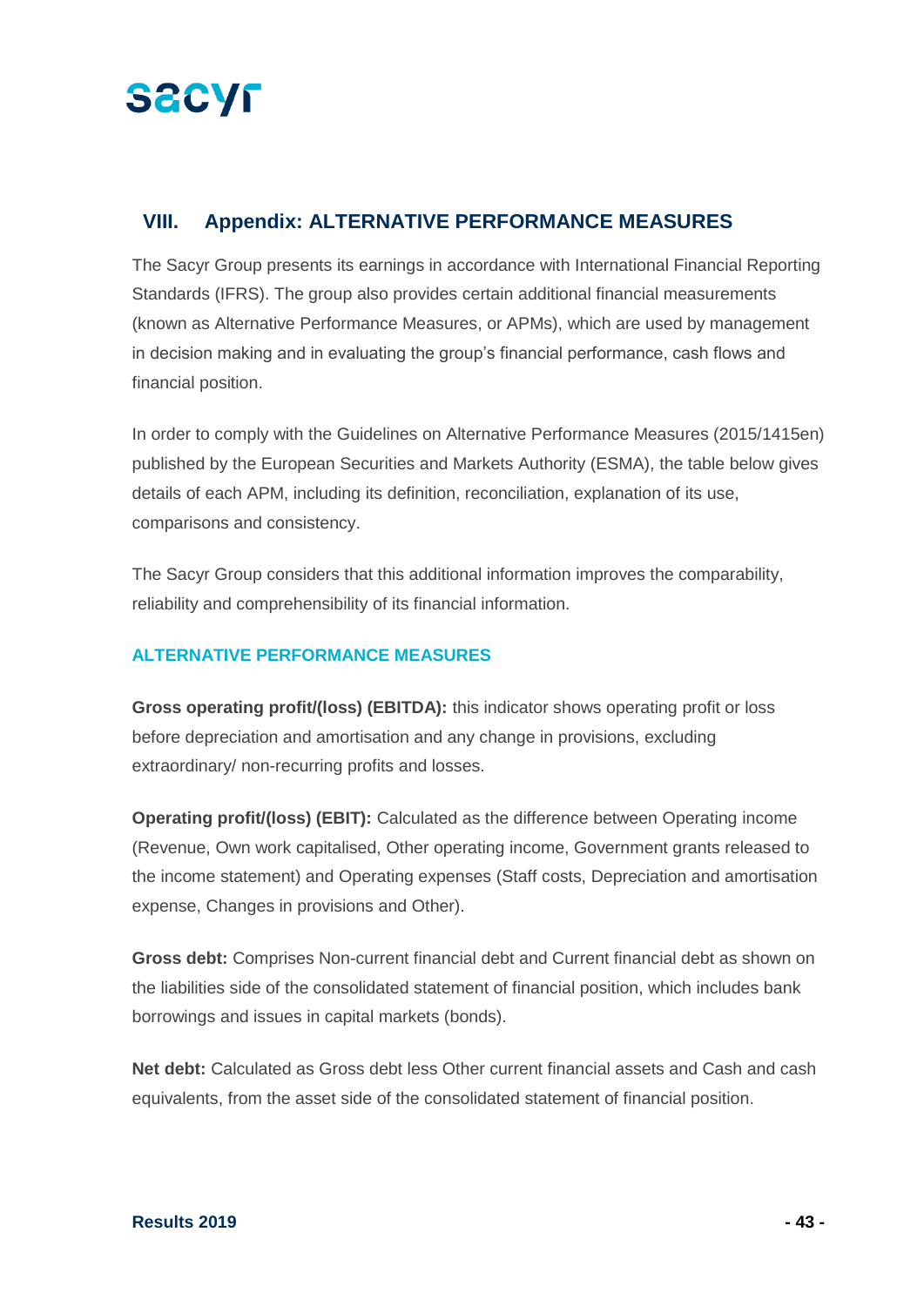## VIII. Appendix: ALTERNATIVE PERFORMANCE MEASURES

The Sacyr Group presents its earnings in accordance with International Financial Reporting Standards (IFRS). The group also provides certain additional financial measurements (known as Alternative Performance Measures, or APMs), which are used by management in decision making and in evaluating the group's financial performance, cash flows and financial position.

In order to comply with the Guidelines on Alternative Performance Measures (2015/1415en) published by the European Securities and Markets Authority (ESMA), the table below gives details of each APM, including its definition, reconciliation, explanation of its use, comparisons and consistency.

The Sacyr Group considers that this additional information improves the comparability, reliability and comprehensibility of its financial information.

### ALTERNATIVE PERFORMANCE MEASURES

**Gross operating profit/(loss) (EBITDA):** this indicator shows operating profit or loss before depreciation and amortisation and any change in provisions, excluding extraordinary/ non-recurring profits and losses.

**Operating profit/(loss) (EBIT):** Calculated as the difference between Operating income (Revenue, Own work capitalised, Other operating income, Government grants released to the income statement) and Operating expenses (Staff costs, Depreciation and amortisation expense, Changes in provisions and Other).

**Gross debt:** Comprises Non-current financial debt and Current financial debt as shown on the liabilities side of the consolidated statement of financial position, which includes bank borrowings and issues in capital markets (bonds).

**Net debt:** Calculated as Gross debt less Other current financial assets and Cash and cash equivalents, from the asset side of the consolidated statement of financial position.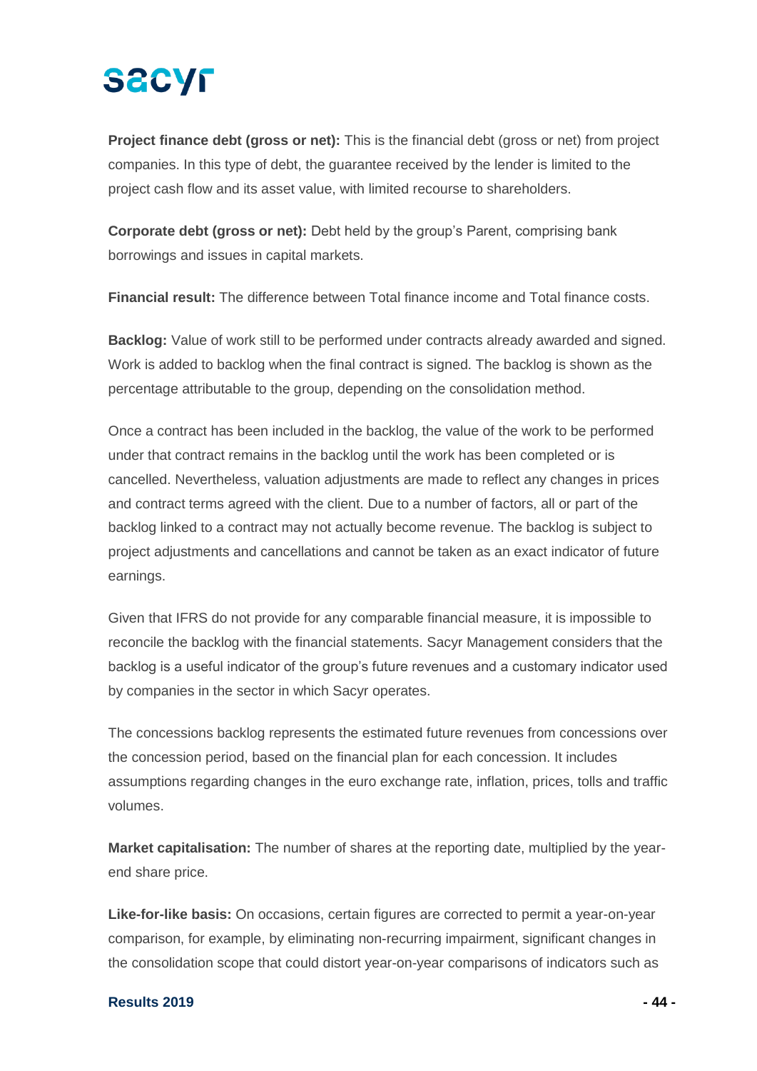**Project finance debt (gross or net):** This is the financial debt (gross or net) from project companies. In this type of debt, the guarantee received by the lender is limited to the project cash flow and its asset value, with limited recourse to shareholders.

**Corporate debt (gross or net):** Debt held by the group's Parent, comprising bank borrowings and issues in capital markets.

**Financial result:** The difference between Total finance income and Total finance costs.

**Backlog:** Value of work still to be performed under contracts already awarded and signed. Work is added to backlog when the final contract is signed. The backlog is shown as the percentage attributable to the group, depending on the consolidation method.

Once a contract has been included in the backlog, the value of the work to be performed under that contract remains in the backlog until the work has been completed or is cancelled. Nevertheless, valuation adjustments are made to reflect any changes in prices and contract terms agreed with the client. Due to a number of factors, all or part of the backlog linked to a contract may not actually become revenue. The backlog is subject to project adjustments and cancellations and cannot be taken as an exact indicator of future earnings.

Given that IFRS do not provide for any comparable financial measure, it is impossible to reconcile the backlog with the financial statements. Sacyr Management considers that the backlog is a useful indicator of the group's future revenues and a customary indicator used by companies in the sector in which Sacyr operates.

The concessions backlog represents the estimated future revenues from concessions over the concession period, based on the financial plan for each concession. It includes assumptions regarding changes in the euro exchange rate, inflation, prices, tolls and traffic volumes.

**Market capitalisation:** The number of shares at the reporting date, multiplied by the year-end share price.

**Like-for-like basis:** On occasions, certain figures are corrected to permit a year-on-year comparison, for example, by eliminating non-recurring impairment, significant changes in the consolidation scope that could distort year-on-year comparisons of indicators such as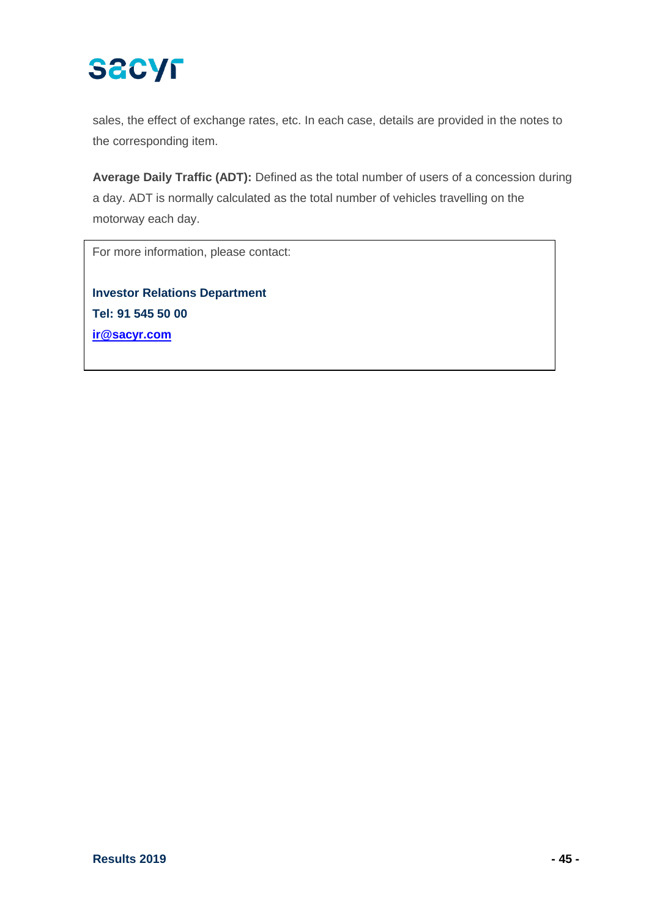sales, the effect of exchange rates, etc. In each case, details are provided in the notes to the corresponding item.

**Average Daily Traffic (ADT):** Defined as the total number of users of a concession during a day. ADT is normally calculated as the total number of vehicles travelling on the motorway each day.

For more information, please contact:

**Investor Relations Department**
**Tel: 91 545 50 00**
**ir@sacyr.com**